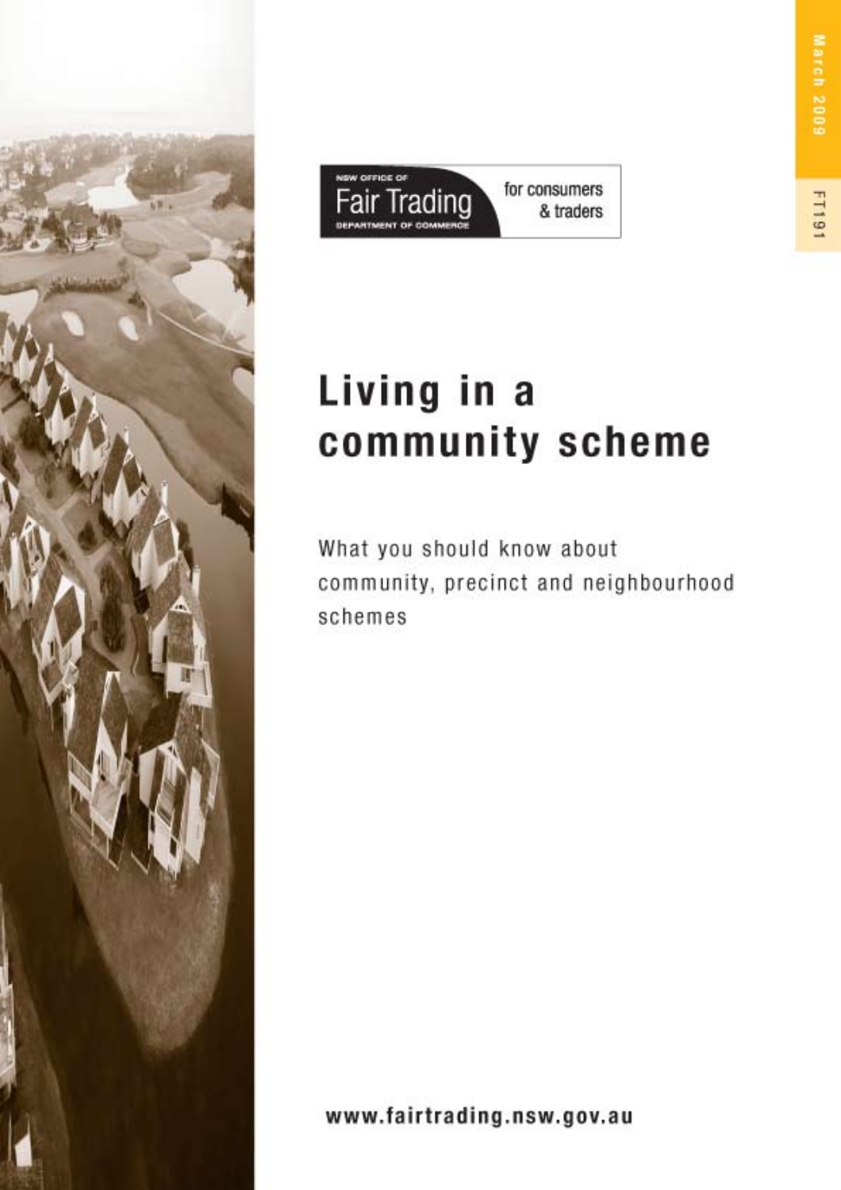NSW OFFICE OF
Fair Trading
DEPARTMENT OF COMMERCE

for consumers & traders

March 2009

FT191

# Living in a community scheme

What you should know about community, precinct and neighbourhood schemes

www.fairtrading.nsw.gov.au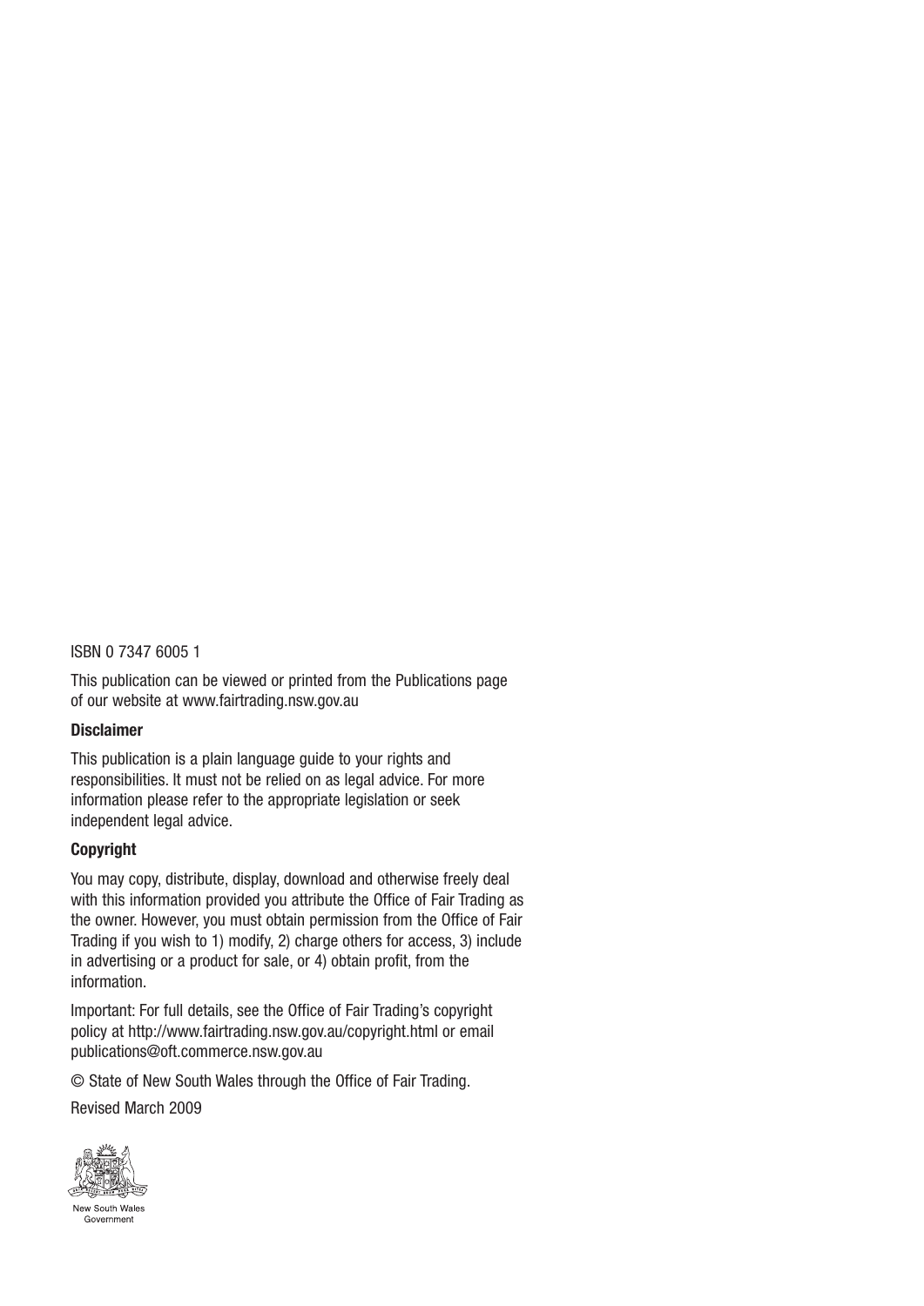ISBN 0 7347 6005 1

This publication can be viewed or printed from the Publications page of our website at www.fairtrading.nsw.gov.au

**Disclaimer**

This publication is a plain language guide to your rights and responsibilities. It must not be relied on as legal advice. For more information please refer to the appropriate legislation or seek independent legal advice.

**Copyright**

You may copy, distribute, display, download and otherwise freely deal with this information provided you attribute the Office of Fair Trading as the owner. However, you must obtain permission from the Office of Fair Trading if you wish to 1) modify, 2) charge others for access, 3) include in advertising or a product for sale, or 4) obtain profit, from the information.

Important: For full details, see the Office of Fair Trading's copyright policy at http://www.fairtrading.nsw.gov.au/copyright.html or email publications@oft.commerce.nsw.gov.au

© State of New South Wales through the Office of Fair Trading.

Revised March 2009

New South Wales Government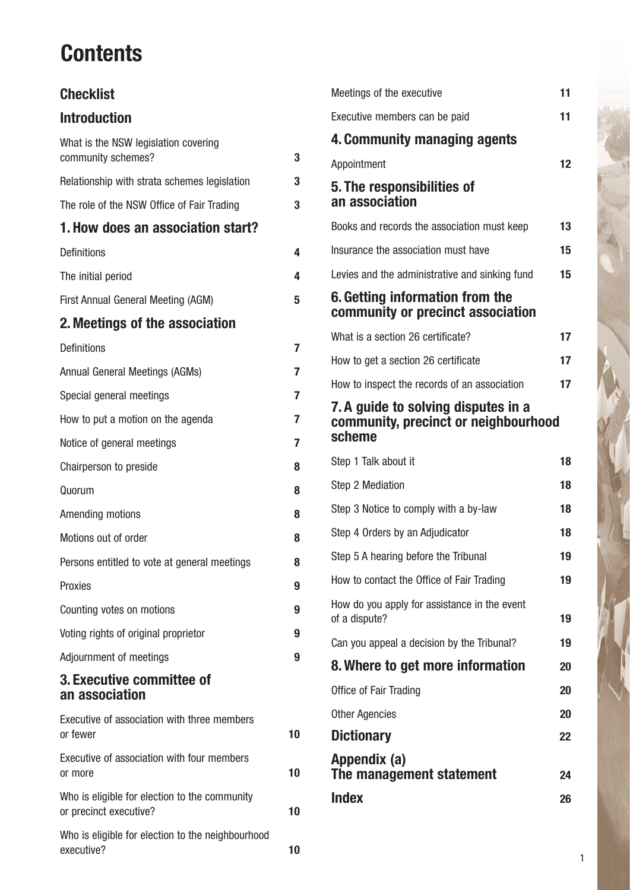# Contents

## Checklist

## Introduction

| | |
|---|---|
| What is the NSW legislation covering community schemes? | 3 |
| Relationship with strata schemes legislation | 3 |
| The role of the NSW Office of Fair Trading | 3 |

## 1. How does an association start?

| | |
|---|---|
| Definitions | 4 |
| The initial period | 4 |
| First Annual General Meeting (AGM) | 5 |

## 2. Meetings of the association

| | |
|---|---|
| Definitions | 7 |
| Annual General Meetings (AGMs) | 7 |
| Special general meetings | 7 |
| How to put a motion on the agenda | 7 |
| Notice of general meetings | 7 |
| Chairperson to preside | 8 |
| Quorum | 8 |
| Amending motions | 8 |
| Motions out of order | 8 |
| Persons entitled to vote at general meetings | 8 |
| Proxies | 9 |
| Counting votes on motions | 9 |
| Voting rights of original proprietor | 9 |
| Adjournment of meetings | 9 |

## 3. Executive committee of an association

| | |
|---|---|
| Executive of association with three members or fewer | 10 |
| Executive of association with four members or more | 10 |
| Who is eligible for election to the community or precinct executive? | 10 |
| Who is eligible for election to the neighbourhood executive? | 10 |
| Meetings of the executive | 11 |
| Executive members can be paid | 11 |

## 4. Community managing agents

| | |
|---|---|
| Appointment | 12 |

## 5. The responsibilities of an association

| | |
|---|---|
| Books and records the association must keep | 13 |
| Insurance the association must have | 15 |
| Levies and the administrative and sinking fund | 15 |

## 6. Getting information from the community or precinct association

| | |
|---|---|
| What is a section 26 certificate? | 17 |
| How to get a section 26 certificate | 17 |
| How to inspect the records of an association | 17 |

## 7. A guide to solving disputes in a community, precinct or neighbourhood scheme

| | |
|---|---|
| Step 1 Talk about it | 18 |
| Step 2 Mediation | 18 |
| Step 3 Notice to comply with a by-law | 18 |
| Step 4 Orders by an Adjudicator | 18 |
| Step 5 A hearing before the Tribunal | 19 |
| How to contact the Office of Fair Trading | 19 |
| How do you apply for assistance in the event of a dispute? | 19 |
| Can you appeal a decision by the Tribunal? | 19 |

## 8. Where to get more information — 20

| | |
|---|---|
| Office of Fair Trading | 20 |
| Other Agencies | 20 |

## Dictionary — 22

## Appendix (a) The management statement — 24

## Index — 26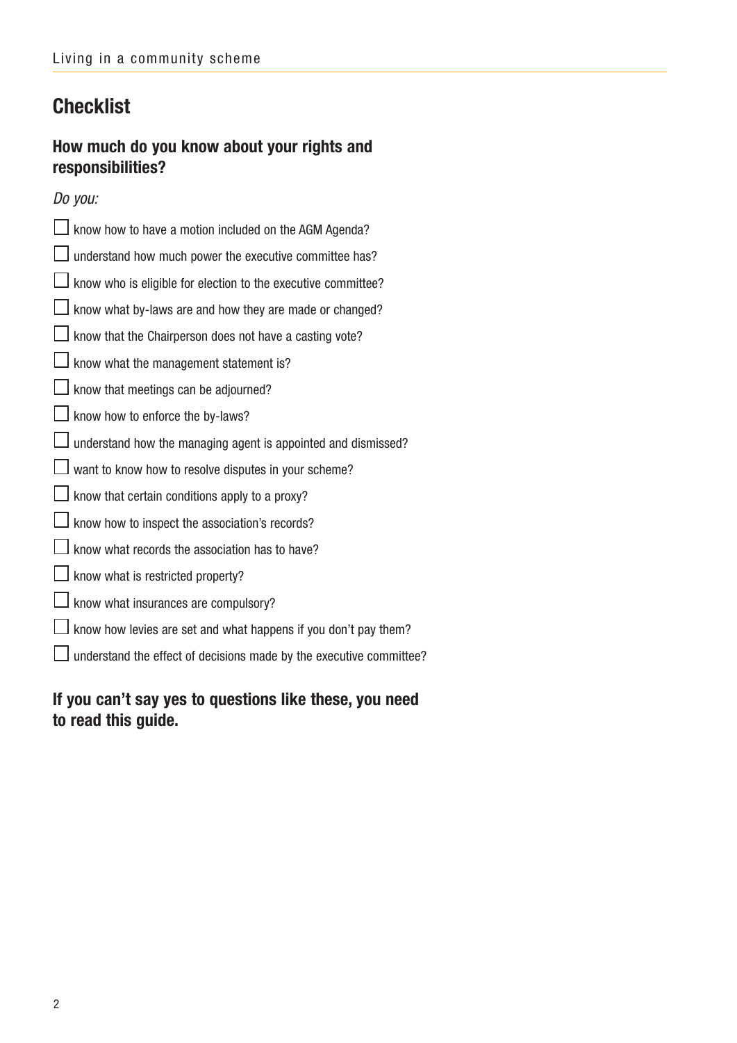# Checklist

## How much do you know about your rights and responsibilities?

*Do you:*

- [ ] know how to have a motion included on the AGM Agenda?
- [ ] understand how much power the executive committee has?
- [ ] know who is eligible for election to the executive committee?
- [ ] know what by-laws are and how they are made or changed?
- [ ] know that the Chairperson does not have a casting vote?
- [ ] know what the management statement is?
- [ ] know that meetings can be adjourned?
- [ ] know how to enforce the by-laws?
- [ ] understand how the managing agent is appointed and dismissed?
- [ ] want to know how to resolve disputes in your scheme?
- [ ] know that certain conditions apply to a proxy?
- [ ] know how to inspect the association's records?
- [ ] know what records the association has to have?
- [ ] know what is restricted property?
- [ ] know what insurances are compulsory?
- [ ] know how levies are set and what happens if you don't pay them?
- [ ] understand the effect of decisions made by the executive committee?

**If you can't say yes to questions like these, you need to read this guide.**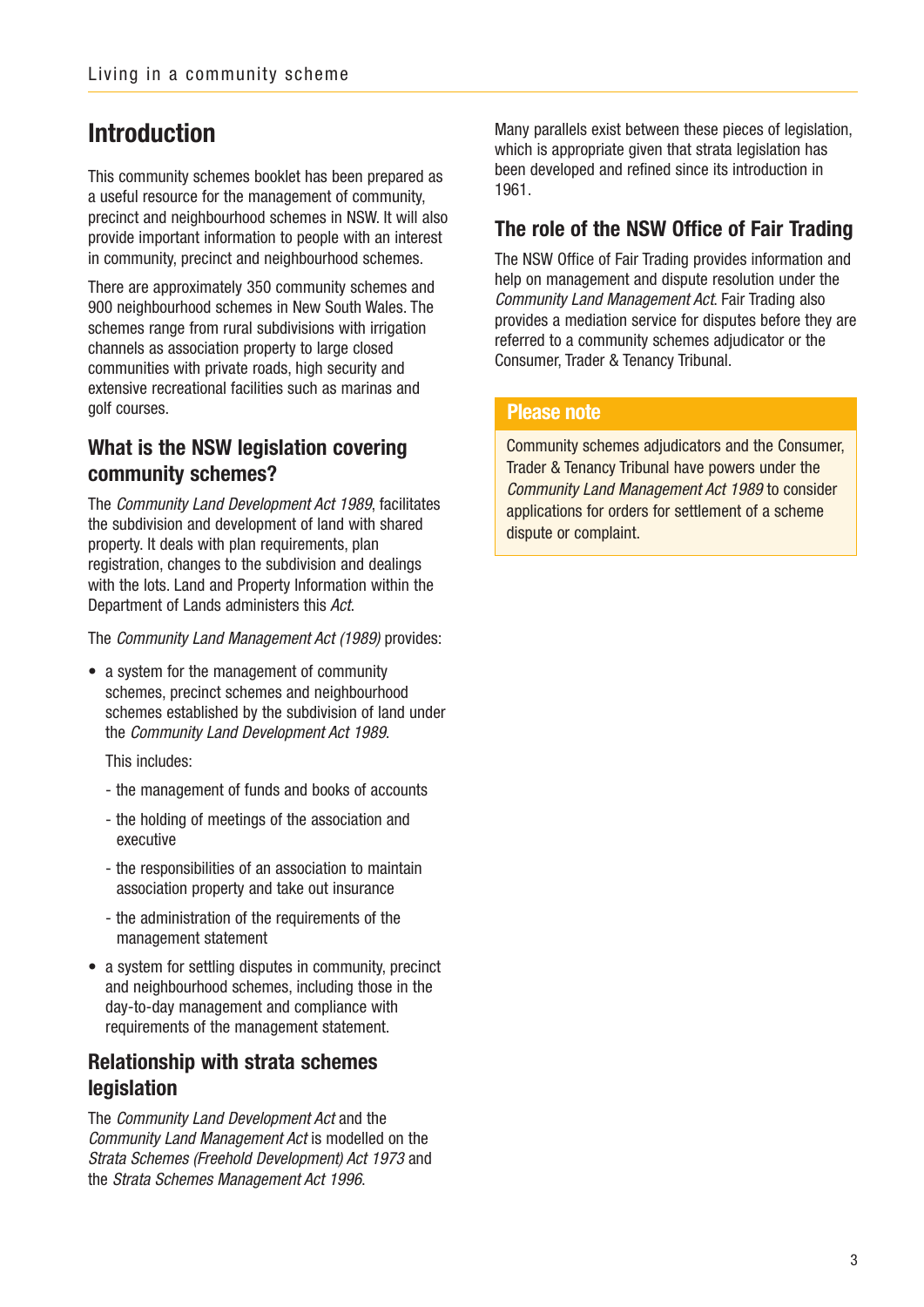# Introduction

This community schemes booklet has been prepared as a useful resource for the management of community, precinct and neighbourhood schemes in NSW. It will also provide important information to people with an interest in community, precinct and neighbourhood schemes.

There are approximately 350 community schemes and 900 neighbourhood schemes in New South Wales. The schemes range from rural subdivisions with irrigation channels as association property to large closed communities with private roads, high security and extensive recreational facilities such as marinas and golf courses.

## What is the NSW legislation covering community schemes?

The *Community Land Development Act 1989*, facilitates the subdivision and development of land with shared property. It deals with plan requirements, plan registration, changes to the subdivision and dealings with the lots. Land and Property Information within the Department of Lands administers this *Act*.

The *Community Land Management Act (1989)* provides:

- a system for the management of community schemes, precinct schemes and neighbourhood schemes established by the subdivision of land under the *Community Land Development Act 1989*.

  This includes:

  - the management of funds and books of accounts
  - the holding of meetings of the association and executive
  - the responsibilities of an association to maintain association property and take out insurance
  - the administration of the requirements of the management statement

- a system for settling disputes in community, precinct and neighbourhood schemes, including those in the day-to-day management and compliance with requirements of the management statement.

## Relationship with strata schemes legislation

The *Community Land Development Act* and the *Community Land Management Act* is modelled on the *Strata Schemes (Freehold Development) Act 1973* and the *Strata Schemes Management Act 1996*.

Many parallels exist between these pieces of legislation, which is appropriate given that strata legislation has been developed and refined since its introduction in 1961.

## The role of the NSW Office of Fair Trading

The NSW Office of Fair Trading provides information and help on management and dispute resolution under the *Community Land Management Act*. Fair Trading also provides a mediation service for disputes before they are referred to a community schemes adjudicator or the Consumer, Trader & Tenancy Tribunal.

**Please note**

Community schemes adjudicators and the Consumer, Trader & Tenancy Tribunal have powers under the *Community Land Management Act 1989* to consider applications for orders for settlement of a scheme dispute or complaint.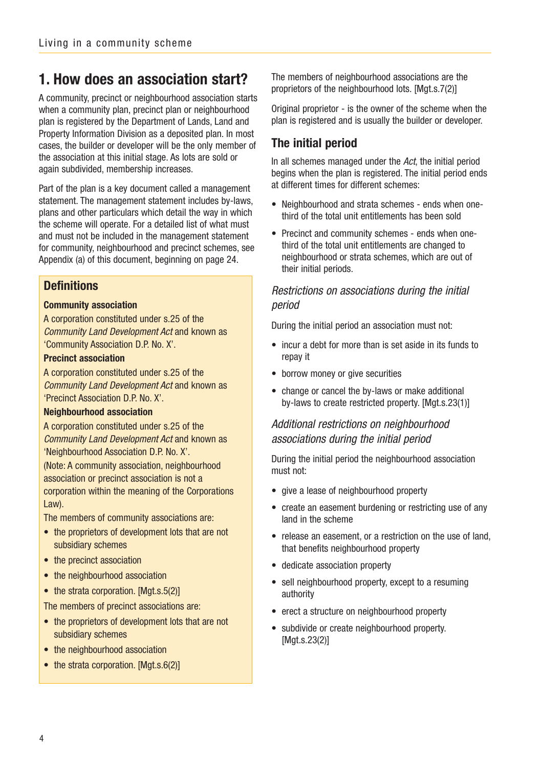## 1. How does an association start?

A community, precinct or neighbourhood association starts when a community plan, precinct plan or neighbourhood plan is registered by the Department of Lands, Land and Property Information Division as a deposited plan. In most cases, the builder or developer will be the only member of the association at this initial stage. As lots are sold or again subdivided, membership increases.

Part of the plan is a key document called a management statement. The management statement includes by-laws, plans and other particulars which detail the way in which the scheme will operate. For a detailed list of what must and must not be included in the management statement for community, neighbourhood and precinct schemes, see Appendix (a) of this document, beginning on page 24.

### Definitions

**Community association**

A corporation constituted under s.25 of the *Community Land Development Act* and known as 'Community Association D.P. No. X'.

**Precinct association**

A corporation constituted under s.25 of the *Community Land Development Act* and known as 'Precinct Association D.P. No. X'.

**Neighbourhood association**

A corporation constituted under s.25 of the *Community Land Development Act* and known as 'Neighbourhood Association D.P. No. X'.

(Note: A community association, neighbourhood association or precinct association is not a corporation within the meaning of the Corporations Law).

The members of community associations are:

- the proprietors of development lots that are not subsidiary schemes
- the precinct association
- the neighbourhood association
- the strata corporation. [Mgt.s.5(2)]

The members of precinct associations are:

- the proprietors of development lots that are not subsidiary schemes
- the neighbourhood association
- the strata corporation. [Mgt.s.6(2)]

The members of neighbourhood associations are the proprietors of the neighbourhood lots. [Mgt.s.7(2)]

Original proprietor - is the owner of the scheme when the plan is registered and is usually the builder or developer.

### The initial period

In all schemes managed under the *Act*, the initial period begins when the plan is registered. The initial period ends at different times for different schemes:

- Neighbourhood and strata schemes - ends when one-third of the total unit entitlements has been sold
- Precinct and community schemes - ends when one-third of the total unit entitlements are changed to neighbourhood or strata schemes, which are out of their initial periods.

### *Restrictions on associations during the initial period*

During the initial period an association must not:

- incur a debt for more than is set aside in its funds to repay it
- borrow money or give securities
- change or cancel the by-laws or make additional by-laws to create restricted property. [Mgt.s.23(1)]

### *Additional restrictions on neighbourhood associations during the initial period*

During the initial period the neighbourhood association must not:

- give a lease of neighbourhood property
- create an easement burdening or restricting use of any land in the scheme
- release an easement, or a restriction on the use of land, that benefits neighbourhood property
- dedicate association property
- sell neighbourhood property, except to a resuming authority
- erect a structure on neighbourhood property
- subdivide or create neighbourhood property. [Mgt.s.23(2)]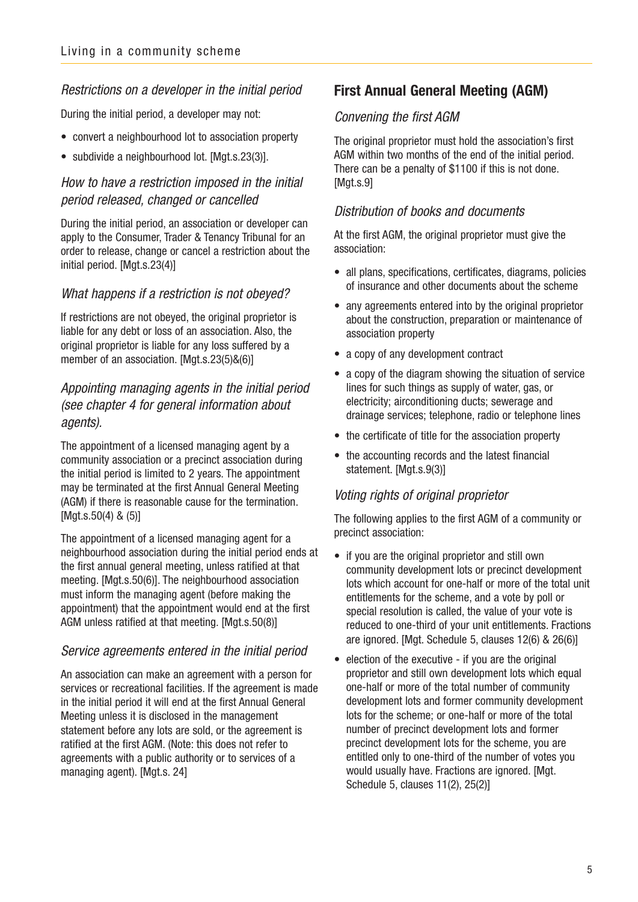### *Restrictions on a developer in the initial period*

During the initial period, a developer may not:

- convert a neighbourhood lot to association property
- subdivide a neighbourhood lot. [Mgt.s.23(3)].

### *How to have a restriction imposed in the initial period released, changed or cancelled*

During the initial period, an association or developer can apply to the Consumer, Trader & Tenancy Tribunal for an order to release, change or cancel a restriction about the initial period. [Mgt.s.23(4)]

### *What happens if a restriction is not obeyed?*

If restrictions are not obeyed, the original proprietor is liable for any debt or loss of an association. Also, the original proprietor is liable for any loss suffered by a member of an association. [Mgt.s.23(5)&(6)]

### *Appointing managing agents in the initial period (see chapter 4 for general information about agents).*

The appointment of a licensed managing agent by a community association or a precinct association during the initial period is limited to 2 years. The appointment may be terminated at the first Annual General Meeting (AGM) if there is reasonable cause for the termination. [Mgt.s.50(4) & (5)]

The appointment of a licensed managing agent for a neighbourhood association during the initial period ends at the first annual general meeting, unless ratified at that meeting. [Mgt.s.50(6)]. The neighbourhood association must inform the managing agent (before making the appointment) that the appointment would end at the first AGM unless ratified at that meeting. [Mgt.s.50(8)]

### *Service agreements entered in the initial period*

An association can make an agreement with a person for services or recreational facilities. If the agreement is made in the initial period it will end at the first Annual General Meeting unless it is disclosed in the management statement before any lots are sold, or the agreement is ratified at the first AGM. (Note: this does not refer to agreements with a public authority or to services of a managing agent). [Mgt.s. 24]

## First Annual General Meeting (AGM)

### *Convening the first AGM*

The original proprietor must hold the association's first AGM within two months of the end of the initial period. There can be a penalty of $1100 if this is not done. [Mgt.s.9]

### *Distribution of books and documents*

At the first AGM, the original proprietor must give the association:

- all plans, specifications, certificates, diagrams, policies of insurance and other documents about the scheme
- any agreements entered into by the original proprietor about the construction, preparation or maintenance of association property
- a copy of any development contract
- a copy of the diagram showing the situation of service lines for such things as supply of water, gas, or electricity; airconditioning ducts; sewerage and drainage services; telephone, radio or telephone lines
- the certificate of title for the association property
- the accounting records and the latest financial statement. [Mgt.s.9(3)]

### *Voting rights of original proprietor*

The following applies to the first AGM of a community or precinct association:

- if you are the original proprietor and still own community development lots or precinct development lots which account for one-half or more of the total unit entitlements for the scheme, and a vote by poll or special resolution is called, the value of your vote is reduced to one-third of your unit entitlements. Fractions are ignored. [Mgt. Schedule 5, clauses 12(6) & 26(6)]
- election of the executive - if you are the original proprietor and still own development lots which equal one-half or more of the total number of community development lots and former community development lots for the scheme; or one-half or more of the total number of precinct development lots and former precinct development lots for the scheme, you are entitled only to one-third of the number of votes you would usually have. Fractions are ignored. [Mgt. Schedule 5, clauses 11(2), 25(2)]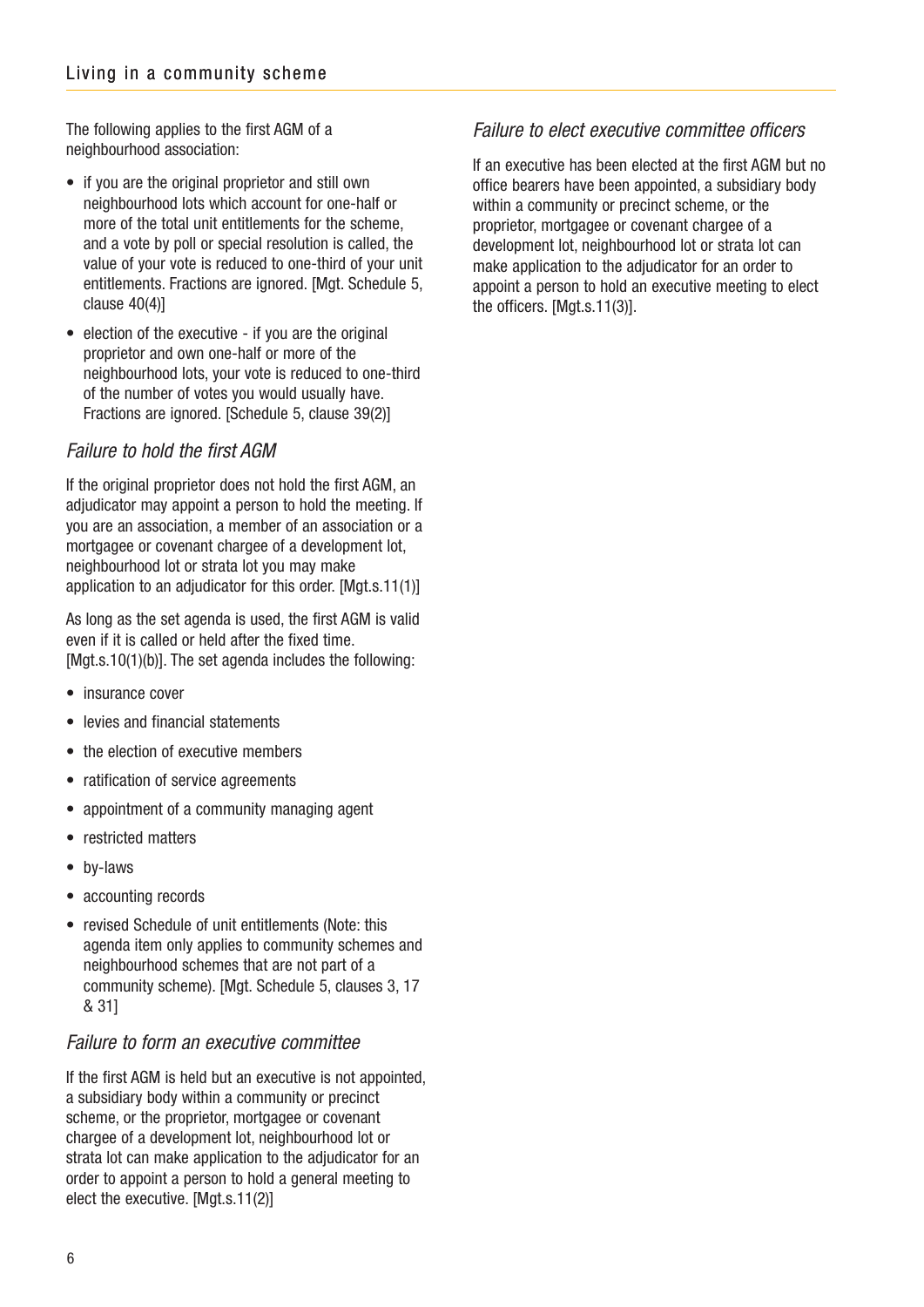The following applies to the first AGM of a neighbourhood association:

- if you are the original proprietor and still own neighbourhood lots which account for one-half or more of the total unit entitlements for the scheme, and a vote by poll or special resolution is called, the value of your vote is reduced to one-third of your unit entitlements. Fractions are ignored. [Mgt. Schedule 5, clause 40(4)]
- election of the executive - if you are the original proprietor and own one-half or more of the neighbourhood lots, your vote is reduced to one-third of the number of votes you would usually have. Fractions are ignored. [Schedule 5, clause 39(2)]

### *Failure to hold the first AGM*

If the original proprietor does not hold the first AGM, an adjudicator may appoint a person to hold the meeting. If you are an association, a member of an association or a mortgagee or covenant chargee of a development lot, neighbourhood lot or strata lot you may make application to an adjudicator for this order. [Mgt.s.11(1)]

As long as the set agenda is used, the first AGM is valid even if it is called or held after the fixed time. [Mgt.s.10(1)(b)]. The set agenda includes the following:

- insurance cover
- levies and financial statements
- the election of executive members
- ratification of service agreements
- appointment of a community managing agent
- restricted matters
- by-laws
- accounting records
- revised Schedule of unit entitlements (Note: this agenda item only applies to community schemes and neighbourhood schemes that are not part of a community scheme). [Mgt. Schedule 5, clauses 3, 17 & 31]

### *Failure to form an executive committee*

If the first AGM is held but an executive is not appointed, a subsidiary body within a community or precinct scheme, or the proprietor, mortgagee or covenant chargee of a development lot, neighbourhood lot or strata lot can make application to the adjudicator for an order to appoint a person to hold a general meeting to elect the executive. [Mgt.s.11(2)]

### *Failure to elect executive committee officers*

If an executive has been elected at the first AGM but no office bearers have been appointed, a subsidiary body within a community or precinct scheme, or the proprietor, mortgagee or covenant chargee of a development lot, neighbourhood lot or strata lot can make application to the adjudicator for an order to appoint a person to hold an executive meeting to elect the officers. [Mgt.s.11(3)].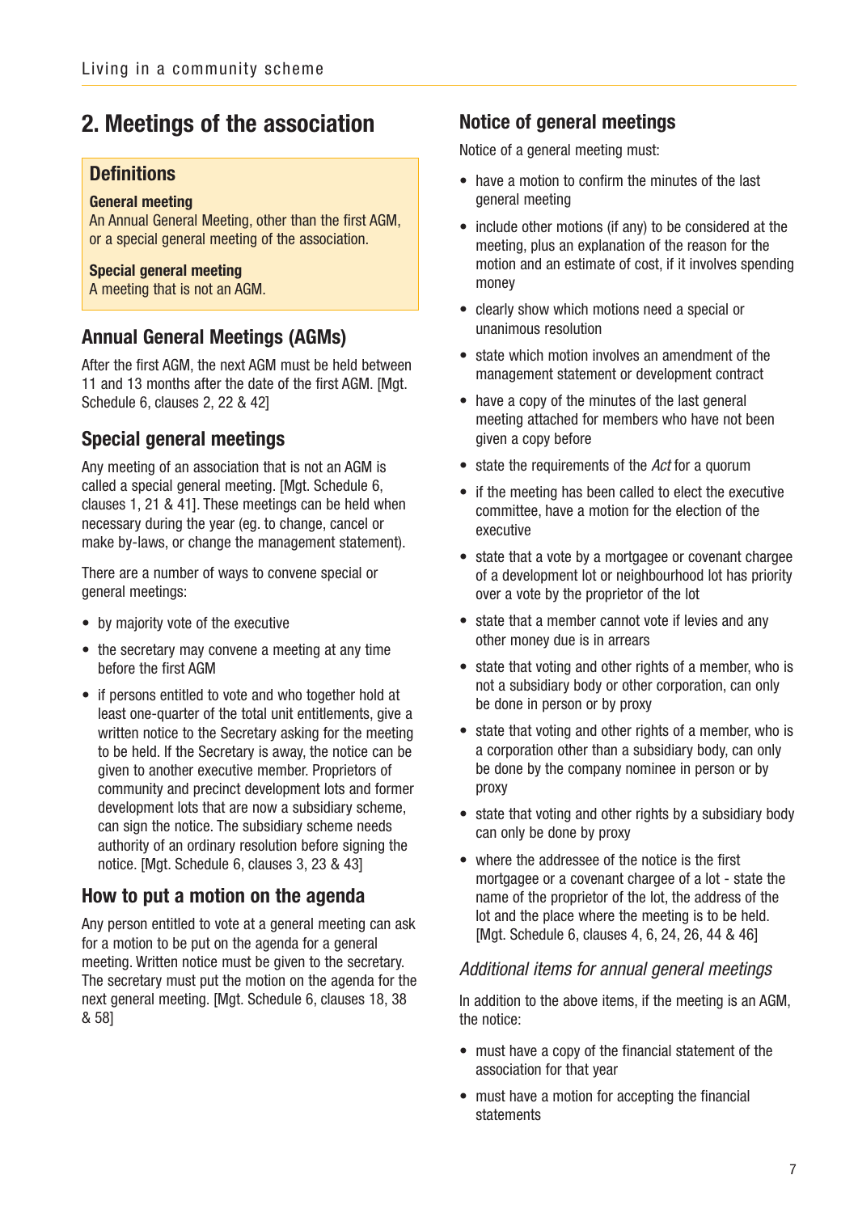## 2. Meetings of the association

### Definitions

**General meeting**
An Annual General Meeting, other than the first AGM, or a special general meeting of the association.

**Special general meeting**
A meeting that is not an AGM.

### Annual General Meetings (AGMs)

After the first AGM, the next AGM must be held between 11 and 13 months after the date of the first AGM. [Mgt. Schedule 6, clauses 2, 22 & 42]

### Special general meetings

Any meeting of an association that is not an AGM is called a special general meeting. [Mgt. Schedule 6, clauses 1, 21 & 41]. These meetings can be held when necessary during the year (eg. to change, cancel or make by-laws, or change the management statement).

There are a number of ways to convene special or general meetings:

- by majority vote of the executive
- the secretary may convene a meeting at any time before the first AGM
- if persons entitled to vote and who together hold at least one-quarter of the total unit entitlements, give a written notice to the Secretary asking for the meeting to be held. If the Secretary is away, the notice can be given to another executive member. Proprietors of community and precinct development lots and former development lots that are now a subsidiary scheme, can sign the notice. The subsidiary scheme needs authority of an ordinary resolution before signing the notice. [Mgt. Schedule 6, clauses 3, 23 & 43]

### How to put a motion on the agenda

Any person entitled to vote at a general meeting can ask for a motion to be put on the agenda for a general meeting. Written notice must be given to the secretary. The secretary must put the motion on the agenda for the next general meeting. [Mgt. Schedule 6, clauses 18, 38 & 58]

### Notice of general meetings

Notice of a general meeting must:

- have a motion to confirm the minutes of the last general meeting
- include other motions (if any) to be considered at the meeting, plus an explanation of the reason for the motion and an estimate of cost, if it involves spending money
- clearly show which motions need a special or unanimous resolution
- state which motion involves an amendment of the management statement or development contract
- have a copy of the minutes of the last general meeting attached for members who have not been given a copy before
- state the requirements of the *Act* for a quorum
- if the meeting has been called to elect the executive committee, have a motion for the election of the executive
- state that a vote by a mortgagee or covenant chargee of a development lot or neighbourhood lot has priority over a vote by the proprietor of the lot
- state that a member cannot vote if levies and any other money due is in arrears
- state that voting and other rights of a member, who is not a subsidiary body or other corporation, can only be done in person or by proxy
- state that voting and other rights of a member, who is a corporation other than a subsidiary body, can only be done by the company nominee in person or by proxy
- state that voting and other rights by a subsidiary body can only be done by proxy
- where the addressee of the notice is the first mortgagee or a covenant chargee of a lot - state the name of the proprietor of the lot, the address of the lot and the place where the meeting is to be held. [Mgt. Schedule 6, clauses 4, 6, 24, 26, 44 & 46]

#### *Additional items for annual general meetings*

In addition to the above items, if the meeting is an AGM, the notice:

- must have a copy of the financial statement of the association for that year
- must have a motion for accepting the financial statements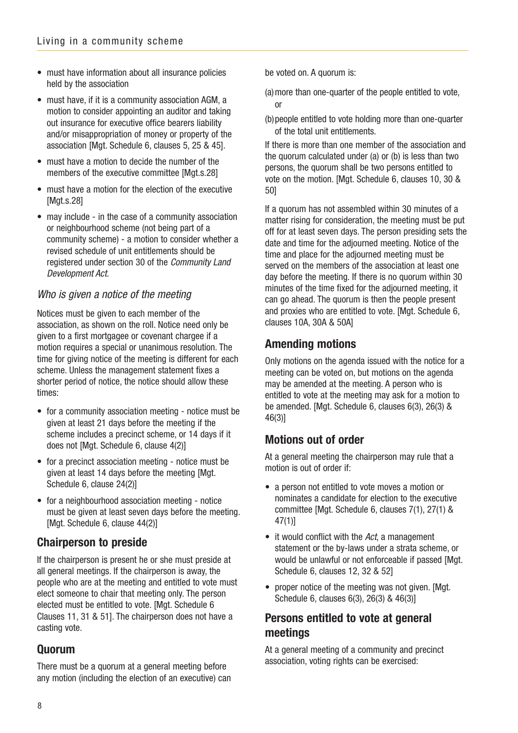- must have information about all insurance policies held by the association
- must have, if it is a community association AGM, a motion to consider appointing an auditor and taking out insurance for executive office bearers liability and/or misappropriation of money or property of the association [Mgt. Schedule 6, clauses 5, 25 & 45].
- must have a motion to decide the number of the members of the executive committee [Mgt.s.28]
- must have a motion for the election of the executive [Mgt.s.28]
- may include - in the case of a community association or neighbourhood scheme (not being part of a community scheme) - a motion to consider whether a revised schedule of unit entitlements should be registered under section 30 of the *Community Land Development Act*.

### *Who is given a notice of the meeting*

Notices must be given to each member of the association, as shown on the roll. Notice need only be given to a first mortgagee or covenant chargee if a motion requires a special or unanimous resolution. The time for giving notice of the meeting is different for each scheme. Unless the management statement fixes a shorter period of notice, the notice should allow these times:

- for a community association meeting - notice must be given at least 21 days before the meeting if the scheme includes a precinct scheme, or 14 days if it does not [Mgt. Schedule 6, clause 4(2)]
- for a precinct association meeting - notice must be given at least 14 days before the meeting [Mgt. Schedule 6, clause 24(2)]
- for a neighbourhood association meeting - notice must be given at least seven days before the meeting. [Mgt. Schedule 6, clause 44(2)]

## Chairperson to preside

If the chairperson is present he or she must preside at all general meetings. If the chairperson is away, the people who are at the meeting and entitled to vote must elect someone to chair that meeting only. The person elected must be entitled to vote. [Mgt. Schedule 6 Clauses 11, 31 & 51]. The chairperson does not have a casting vote.

## Quorum

There must be a quorum at a general meeting before any motion (including the election of an executive) can be voted on. A quorum is:

(a) more than one-quarter of the people entitled to vote, or

(b) people entitled to vote holding more than one-quarter of the total unit entitlements.

If there is more than one member of the association and the quorum calculated under (a) or (b) is less than two persons, the quorum shall be two persons entitled to vote on the motion. [Mgt. Schedule 6, clauses 10, 30 & 50]

If a quorum has not assembled within 30 minutes of a matter rising for consideration, the meeting must be put off for at least seven days. The person presiding sets the date and time for the adjourned meeting. Notice of the time and place for the adjourned meeting must be served on the members of the association at least one day before the meeting. If there is no quorum within 30 minutes of the time fixed for the adjourned meeting, it can go ahead. The quorum is then the people present and proxies who are entitled to vote. [Mgt. Schedule 6, clauses 10A, 30A & 50A]

## Amending motions

Only motions on the agenda issued with the notice for a meeting can be voted on, but motions on the agenda may be amended at the meeting. A person who is entitled to vote at the meeting may ask for a motion to be amended. [Mgt. Schedule 6, clauses 6(3), 26(3) & 46(3)]

## Motions out of order

At a general meeting the chairperson may rule that a motion is out of order if:

- a person not entitled to vote moves a motion or nominates a candidate for election to the executive committee [Mgt. Schedule 6, clauses 7(1), 27(1) & 47(1)]
- it would conflict with the *Act*, a management statement or the by-laws under a strata scheme, or would be unlawful or not enforceable if passed [Mgt. Schedule 6, clauses 12, 32 & 52]
- proper notice of the meeting was not given. [Mgt. Schedule 6, clauses 6(3), 26(3) & 46(3)]

## Persons entitled to vote at general meetings

At a general meeting of a community and precinct association, voting rights can be exercised: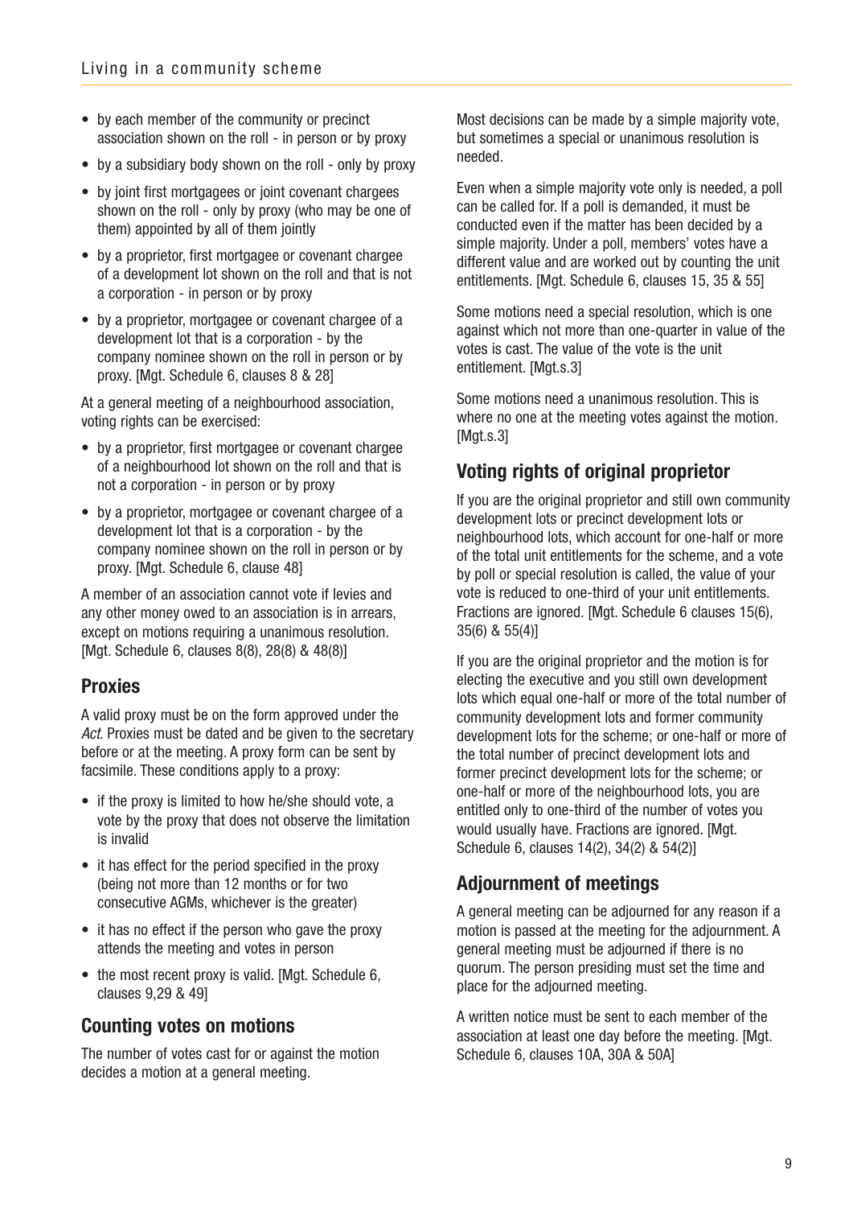- by each member of the community or precinct association shown on the roll - in person or by proxy
- by a subsidiary body shown on the roll - only by proxy
- by joint first mortgagees or joint covenant chargees shown on the roll - only by proxy (who may be one of them) appointed by all of them jointly
- by a proprietor, first mortgagee or covenant chargee of a development lot shown on the roll and that is not a corporation - in person or by proxy
- by a proprietor, mortgagee or covenant chargee of a development lot that is a corporation - by the company nominee shown on the roll in person or by proxy. [Mgt. Schedule 6, clauses 8 & 28]

At a general meeting of a neighbourhood association, voting rights can be exercised:

- by a proprietor, first mortgagee or covenant chargee of a neighbourhood lot shown on the roll and that is not a corporation - in person or by proxy
- by a proprietor, mortgagee or covenant chargee of a development lot that is a corporation - by the company nominee shown on the roll in person or by proxy. [Mgt. Schedule 6, clause 48]

A member of an association cannot vote if levies and any other money owed to an association is in arrears, except on motions requiring a unanimous resolution. [Mgt. Schedule 6, clauses 8(8), 28(8) & 48(8)]

## Proxies

A valid proxy must be on the form approved under the *Act*. Proxies must be dated and be given to the secretary before or at the meeting. A proxy form can be sent by facsimile. These conditions apply to a proxy:

- if the proxy is limited to how he/she should vote, a vote by the proxy that does not observe the limitation is invalid
- it has effect for the period specified in the proxy (being not more than 12 months or for two consecutive AGMs, whichever is the greater)
- it has no effect if the person who gave the proxy attends the meeting and votes in person
- the most recent proxy is valid. [Mgt. Schedule 6, clauses 9,29 & 49]

## Counting votes on motions

The number of votes cast for or against the motion decides a motion at a general meeting.

Most decisions can be made by a simple majority vote, but sometimes a special or unanimous resolution is needed.

Even when a simple majority vote only is needed, a poll can be called for. If a poll is demanded, it must be conducted even if the matter has been decided by a simple majority. Under a poll, members' votes have a different value and are worked out by counting the unit entitlements. [Mgt. Schedule 6, clauses 15, 35 & 55]

Some motions need a special resolution, which is one against which not more than one-quarter in value of the votes is cast. The value of the vote is the unit entitlement. [Mgt.s.3]

Some motions need a unanimous resolution. This is where no one at the meeting votes against the motion. [Mgt.s.3]

## Voting rights of original proprietor

If you are the original proprietor and still own community development lots or precinct development lots or neighbourhood lots, which account for one-half or more of the total unit entitlements for the scheme, and a vote by poll or special resolution is called, the value of your vote is reduced to one-third of your unit entitlements. Fractions are ignored. [Mgt. Schedule 6 clauses 15(6), 35(6) & 55(4)]

If you are the original proprietor and the motion is for electing the executive and you still own development lots which equal one-half or more of the total number of community development lots and former community development lots for the scheme; or one-half or more of the total number of precinct development lots and former precinct development lots for the scheme; or one-half or more of the neighbourhood lots, you are entitled only to one-third of the number of votes you would usually have. Fractions are ignored. [Mgt. Schedule 6, clauses 14(2), 34(2) & 54(2)]

## Adjournment of meetings

A general meeting can be adjourned for any reason if a motion is passed at the meeting for the adjournment. A general meeting must be adjourned if there is no quorum. The person presiding must set the time and place for the adjourned meeting.

A written notice must be sent to each member of the association at least one day before the meeting. [Mgt. Schedule 6, clauses 10A, 30A & 50A]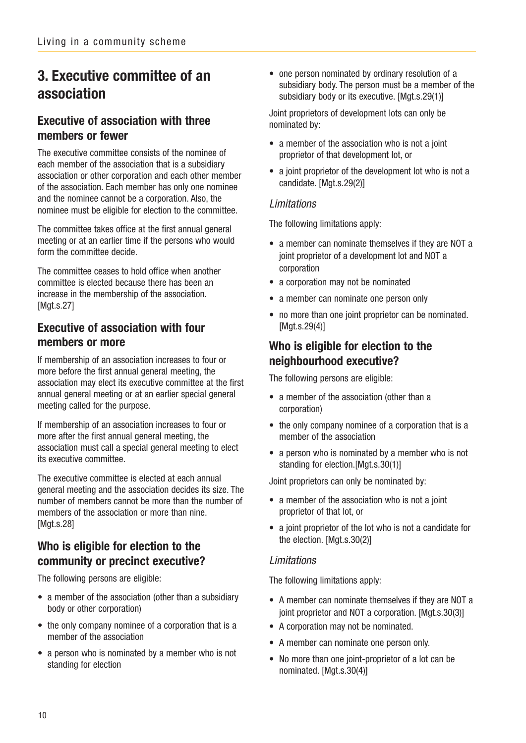# 3. Executive committee of an association

## Executive of association with three members or fewer

The executive committee consists of the nominee of each member of the association that is a subsidiary association or other corporation and each other member of the association. Each member has only one nominee and the nominee cannot be a corporation. Also, the nominee must be eligible for election to the committee.

The committee takes office at the first annual general meeting or at an earlier time if the persons who would form the committee decide.

The committee ceases to hold office when another committee is elected because there has been an increase in the membership of the association. [Mgt.s.27]

## Executive of association with four members or more

If membership of an association increases to four or more before the first annual general meeting, the association may elect its executive committee at the first annual general meeting or at an earlier special general meeting called for the purpose.

If membership of an association increases to four or more after the first annual general meeting, the association must call a special general meeting to elect its executive committee.

The executive committee is elected at each annual general meeting and the association decides its size. The number of members cannot be more than the number of members of the association or more than nine. [Mgt.s.28]

## Who is eligible for election to the community or precinct executive?

The following persons are eligible:

- a member of the association (other than a subsidiary body or other corporation)
- the only company nominee of a corporation that is a member of the association
- a person who is nominated by a member who is not standing for election
- one person nominated by ordinary resolution of a subsidiary body. The person must be a member of the subsidiary body or its executive. [Mgt.s.29(1)]

Joint proprietors of development lots can only be nominated by:

- a member of the association who is not a joint proprietor of that development lot, or
- a joint proprietor of the development lot who is not a candidate. [Mgt.s.29(2)]

### *Limitations*

The following limitations apply:

- a member can nominate themselves if they are NOT a joint proprietor of a development lot and NOT a corporation
- a corporation may not be nominated
- a member can nominate one person only
- no more than one joint proprietor can be nominated. [Mgt.s.29(4)]

## Who is eligible for election to the neighbourhood executive?

The following persons are eligible:

- a member of the association (other than a corporation)
- the only company nominee of a corporation that is a member of the association
- a person who is nominated by a member who is not standing for election.[Mgt.s.30(1)]

Joint proprietors can only be nominated by:

- a member of the association who is not a joint proprietor of that lot, or
- a joint proprietor of the lot who is not a candidate for the election. [Mgt.s.30(2)]

### *Limitations*

The following limitations apply:

- A member can nominate themselves if they are NOT a joint proprietor and NOT a corporation. [Mgt.s.30(3)]
- A corporation may not be nominated.
- A member can nominate one person only.
- No more than one joint-proprietor of a lot can be nominated. [Mgt.s.30(4)]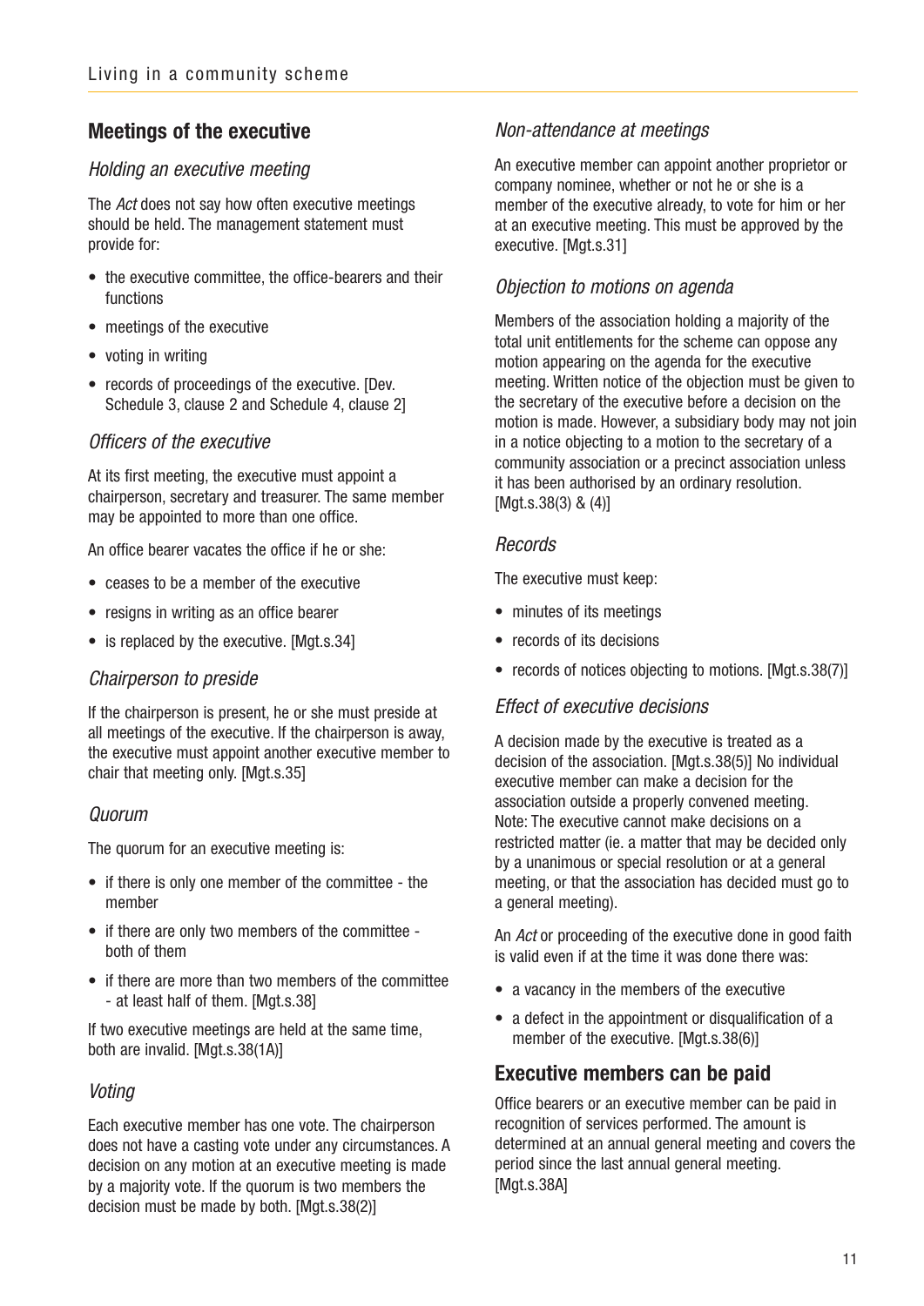## Meetings of the executive

### *Holding an executive meeting*

The *Act* does not say how often executive meetings should be held. The management statement must provide for:

- the executive committee, the office-bearers and their functions
- meetings of the executive
- voting in writing
- records of proceedings of the executive. [Dev. Schedule 3, clause 2 and Schedule 4, clause 2]

### *Officers of the executive*

At its first meeting, the executive must appoint a chairperson, secretary and treasurer. The same member may be appointed to more than one office.

An office bearer vacates the office if he or she:

- ceases to be a member of the executive
- resigns in writing as an office bearer
- is replaced by the executive. [Mgt.s.34]

### *Chairperson to preside*

If the chairperson is present, he or she must preside at all meetings of the executive. If the chairperson is away, the executive must appoint another executive member to chair that meeting only. [Mgt.s.35]

### *Quorum*

The quorum for an executive meeting is:

- if there is only one member of the committee - the member
- if there are only two members of the committee - both of them
- if there are more than two members of the committee - at least half of them. [Mgt.s.38]

If two executive meetings are held at the same time, both are invalid. [Mgt.s.38(1A)]

### *Voting*

Each executive member has one vote. The chairperson does not have a casting vote under any circumstances. A decision on any motion at an executive meeting is made by a majority vote. If the quorum is two members the decision must be made by both. [Mgt.s.38(2)]

### *Non-attendance at meetings*

An executive member can appoint another proprietor or company nominee, whether or not he or she is a member of the executive already, to vote for him or her at an executive meeting. This must be approved by the executive. [Mgt.s.31]

### *Objection to motions on agenda*

Members of the association holding a majority of the total unit entitlements for the scheme can oppose any motion appearing on the agenda for the executive meeting. Written notice of the objection must be given to the secretary of the executive before a decision on the motion is made. However, a subsidiary body may not join in a notice objecting to a motion to the secretary of a community association or a precinct association unless it has been authorised by an ordinary resolution. [Mgt.s.38(3) & (4)]

### *Records*

The executive must keep:

- minutes of its meetings
- records of its decisions
- records of notices objecting to motions. [Mgt.s.38(7)]

### *Effect of executive decisions*

A decision made by the executive is treated as a decision of the association. [Mgt.s.38(5)] No individual executive member can make a decision for the association outside a properly convened meeting. Note: The executive cannot make decisions on a restricted matter (ie. a matter that may be decided only by a unanimous or special resolution or at a general meeting, or that the association has decided must go to a general meeting).

An *Act* or proceeding of the executive done in good faith is valid even if at the time it was done there was:

- a vacancy in the members of the executive
- a defect in the appointment or disqualification of a member of the executive. [Mgt.s.38(6)]

## Executive members can be paid

Office bearers or an executive member can be paid in recognition of services performed. The amount is determined at an annual general meeting and covers the period since the last annual general meeting. [Mgt.s.38A]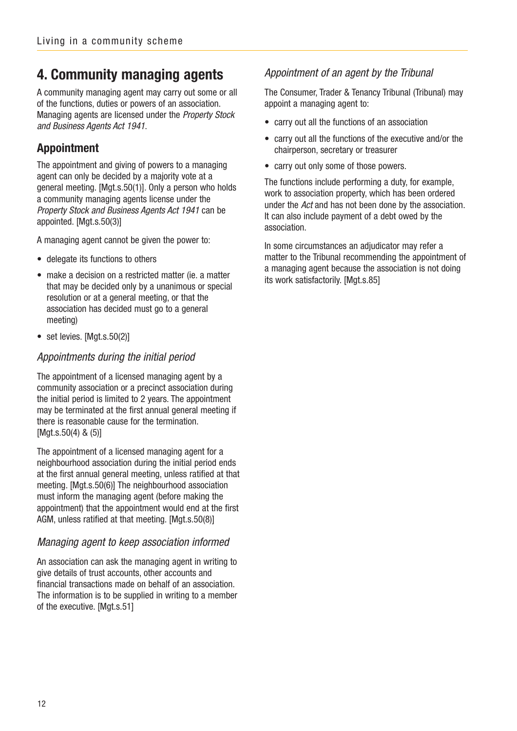# 4. Community managing agents

A community managing agent may carry out some or all of the functions, duties or powers of an association. Managing agents are licensed under the *Property Stock and Business Agents Act 1941*.

## Appointment

The appointment and giving of powers to a managing agent can only be decided by a majority vote at a general meeting. [Mgt.s.50(1)]. Only a person who holds a community managing agents license under the *Property Stock and Business Agents Act 1941* can be appointed. [Mgt.s.50(3)]

A managing agent cannot be given the power to:

- delegate its functions to others
- make a decision on a restricted matter (ie. a matter that may be decided only by a unanimous or special resolution or at a general meeting, or that the association has decided must go to a general meeting)
- set levies. [Mgt.s.50(2)]

### *Appointments during the initial period*

The appointment of a licensed managing agent by a community association or a precinct association during the initial period is limited to 2 years. The appointment may be terminated at the first annual general meeting if there is reasonable cause for the termination. [Mgt.s.50(4) & (5)]

The appointment of a licensed managing agent for a neighbourhood association during the initial period ends at the first annual general meeting, unless ratified at that meeting. [Mgt.s.50(6)] The neighbourhood association must inform the managing agent (before making the appointment) that the appointment would end at the first AGM, unless ratified at that meeting. [Mgt.s.50(8)]

### *Managing agent to keep association informed*

An association can ask the managing agent in writing to give details of trust accounts, other accounts and financial transactions made on behalf of an association. The information is to be supplied in writing to a member of the executive. [Mgt.s.51]

### *Appointment of an agent by the Tribunal*

The Consumer, Trader & Tenancy Tribunal (Tribunal) may appoint a managing agent to:

- carry out all the functions of an association
- carry out all the functions of the executive and/or the chairperson, secretary or treasurer
- carry out only some of those powers.

The functions include performing a duty, for example, work to association property, which has been ordered under the *Act* and has not been done by the association. It can also include payment of a debt owed by the association.

In some circumstances an adjudicator may refer a matter to the Tribunal recommending the appointment of a managing agent because the association is not doing its work satisfactorily. [Mgt.s.85]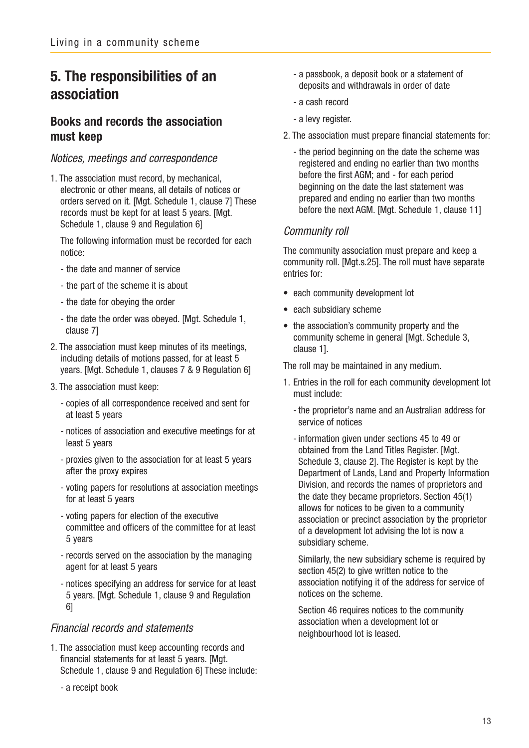# 5. The responsibilities of an association

## Books and records the association must keep

### *Notices, meetings and correspondence*

1. The association must record, by mechanical, electronic or other means, all details of notices or orders served on it. [Mgt. Schedule 1, clause 7] These records must be kept for at least 5 years. [Mgt. Schedule 1, clause 9 and Regulation 6]

   The following information must be recorded for each notice:

   - the date and manner of service
   - the part of the scheme it is about
   - the date for obeying the order
   - the date the order was obeyed. [Mgt. Schedule 1, clause 7]

2. The association must keep minutes of its meetings, including details of motions passed, for at least 5 years. [Mgt. Schedule 1, clauses 7 & 9 Regulation 6]

3. The association must keep:

   - copies of all correspondence received and sent for at least 5 years
   - notices of association and executive meetings for at least 5 years
   - proxies given to the association for at least 5 years after the proxy expires
   - voting papers for resolutions at association meetings for at least 5 years
   - voting papers for election of the executive committee and officers of the committee for at least 5 years
   - records served on the association by the managing agent for at least 5 years
   - notices specifying an address for service for at least 5 years. [Mgt. Schedule 1, clause 9 and Regulation 6]

### *Financial records and statements*

1. The association must keep accounting records and financial statements for at least 5 years. [Mgt. Schedule 1, clause 9 and Regulation 6] These include:

   - a receipt book
   - a passbook, a deposit book or a statement of deposits and withdrawals in order of date
   - a cash record
   - a levy register.

2. The association must prepare financial statements for:

   - the period beginning on the date the scheme was registered and ending no earlier than two months before the first AGM; and - for each period beginning on the date the last statement was prepared and ending no earlier than two months before the next AGM. [Mgt. Schedule 1, clause 11]

### *Community roll*

The community association must prepare and keep a community roll. [Mgt.s.25]. The roll must have separate entries for:

- each community development lot
- each subsidiary scheme
- the association's community property and the community scheme in general [Mgt. Schedule 3, clause 1].

The roll may be maintained in any medium.

1. Entries in the roll for each community development lot must include:

   - the proprietor's name and an Australian address for service of notices
   - information given under sections 45 to 49 or obtained from the Land Titles Register. [Mgt. Schedule 3, clause 2]. The Register is kept by the Department of Lands, Land and Property Information Division, and records the names of proprietors and the date they became proprietors. Section 45(1) allows for notices to be given to a community association or precinct association by the proprietor of a development lot advising the lot is now a subsidiary scheme.

     Similarly, the new subsidiary scheme is required by section 45(2) to give written notice to the association notifying it of the address for service of notices on the scheme.

     Section 46 requires notices to the community association when a development lot or neighbourhood lot is leased.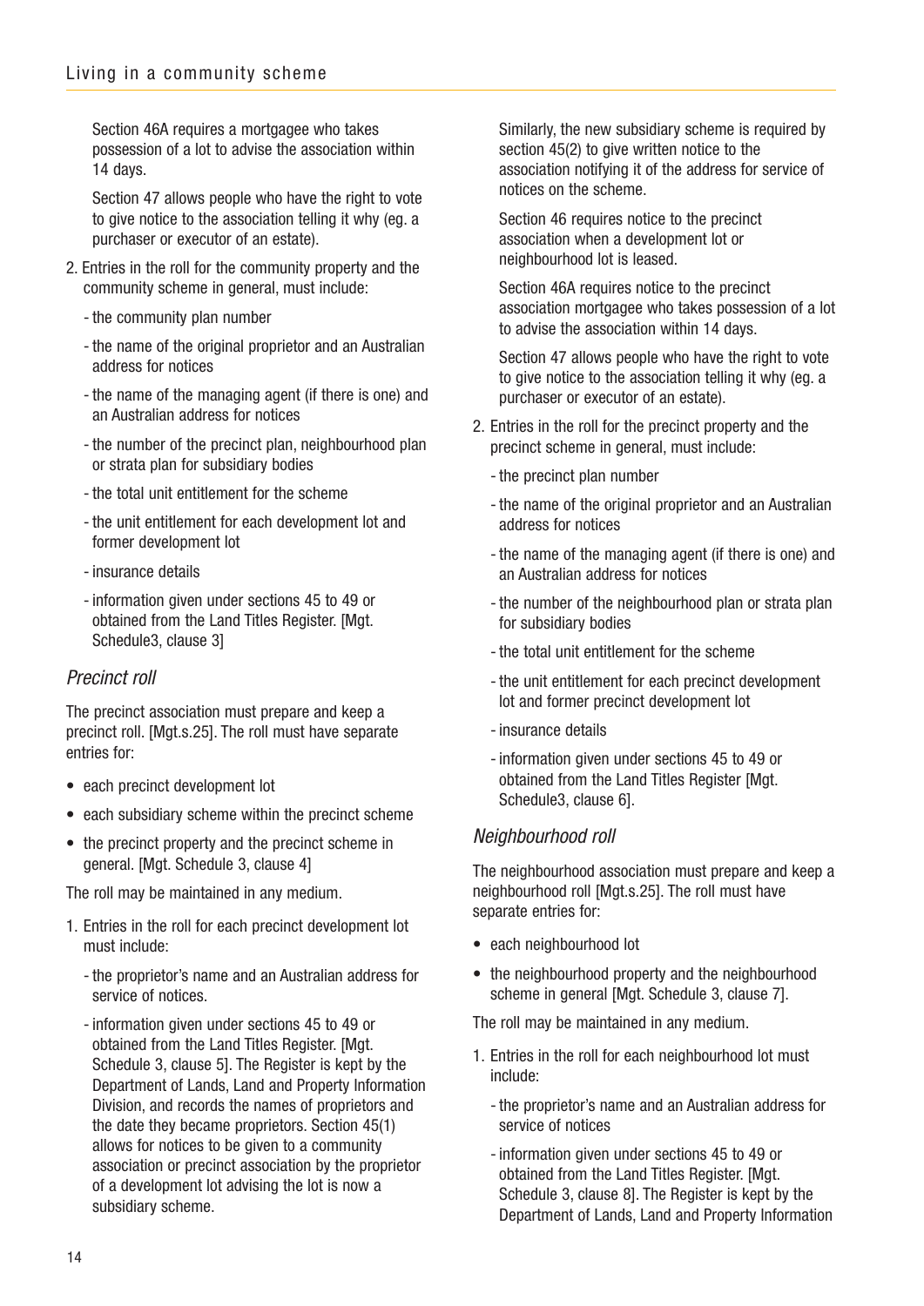Section 46A requires a mortgagee who takes possession of a lot to advise the association within 14 days.

Section 47 allows people who have the right to vote to give notice to the association telling it why (eg. a purchaser or executor of an estate).

2. Entries in the roll for the community property and the community scheme in general, must include:
   - the community plan number
   - the name of the original proprietor and an Australian address for notices
   - the name of the managing agent (if there is one) and an Australian address for notices
   - the number of the precinct plan, neighbourhood plan or strata plan for subsidiary bodies
   - the total unit entitlement for the scheme
   - the unit entitlement for each development lot and former development lot
   - insurance details
   - information given under sections 45 to 49 or obtained from the Land Titles Register. [Mgt. Schedule3, clause 3]

### *Precinct roll*

The precinct association must prepare and keep a precinct roll. [Mgt.s.25]. The roll must have separate entries for:

- each precinct development lot
- each subsidiary scheme within the precinct scheme
- the precinct property and the precinct scheme in general. [Mgt. Schedule 3, clause 4]

The roll may be maintained in any medium.

1. Entries in the roll for each precinct development lot must include:
   - the proprietor's name and an Australian address for service of notices.
   - information given under sections 45 to 49 or obtained from the Land Titles Register. [Mgt. Schedule 3, clause 5]. The Register is kept by the Department of Lands, Land and Property Information Division, and records the names of proprietors and the date they became proprietors. Section 45(1) allows for notices to be given to a community association or precinct association by the proprietor of a development lot advising the lot is now a subsidiary scheme.

   Similarly, the new subsidiary scheme is required by section 45(2) to give written notice to the association notifying it of the address for service of notices on the scheme.

   Section 46 requires notice to the precinct association when a development lot or neighbourhood lot is leased.

   Section 46A requires notice to the precinct association mortgagee who takes possession of a lot to advise the association within 14 days.

   Section 47 allows people who have the right to vote to give notice to the association telling it why (eg. a purchaser or executor of an estate).

2. Entries in the roll for the precinct property and the precinct scheme in general, must include:
   - the precinct plan number
   - the name of the original proprietor and an Australian address for notices
   - the name of the managing agent (if there is one) and an Australian address for notices
   - the number of the neighbourhood plan or strata plan for subsidiary bodies
   - the total unit entitlement for the scheme
   - the unit entitlement for each precinct development lot and former precinct development lot
   - insurance details
   - information given under sections 45 to 49 or obtained from the Land Titles Register [Mgt. Schedule3, clause 6].

### *Neighbourhood roll*

The neighbourhood association must prepare and keep a neighbourhood roll [Mgt.s.25]. The roll must have separate entries for:

- each neighbourhood lot
- the neighbourhood property and the neighbourhood scheme in general [Mgt. Schedule 3, clause 7].

The roll may be maintained in any medium.

1. Entries in the roll for each neighbourhood lot must include:
   - the proprietor's name and an Australian address for service of notices
   - information given under sections 45 to 49 or obtained from the Land Titles Register. [Mgt. Schedule 3, clause 8]. The Register is kept by the Department of Lands, Land and Property Information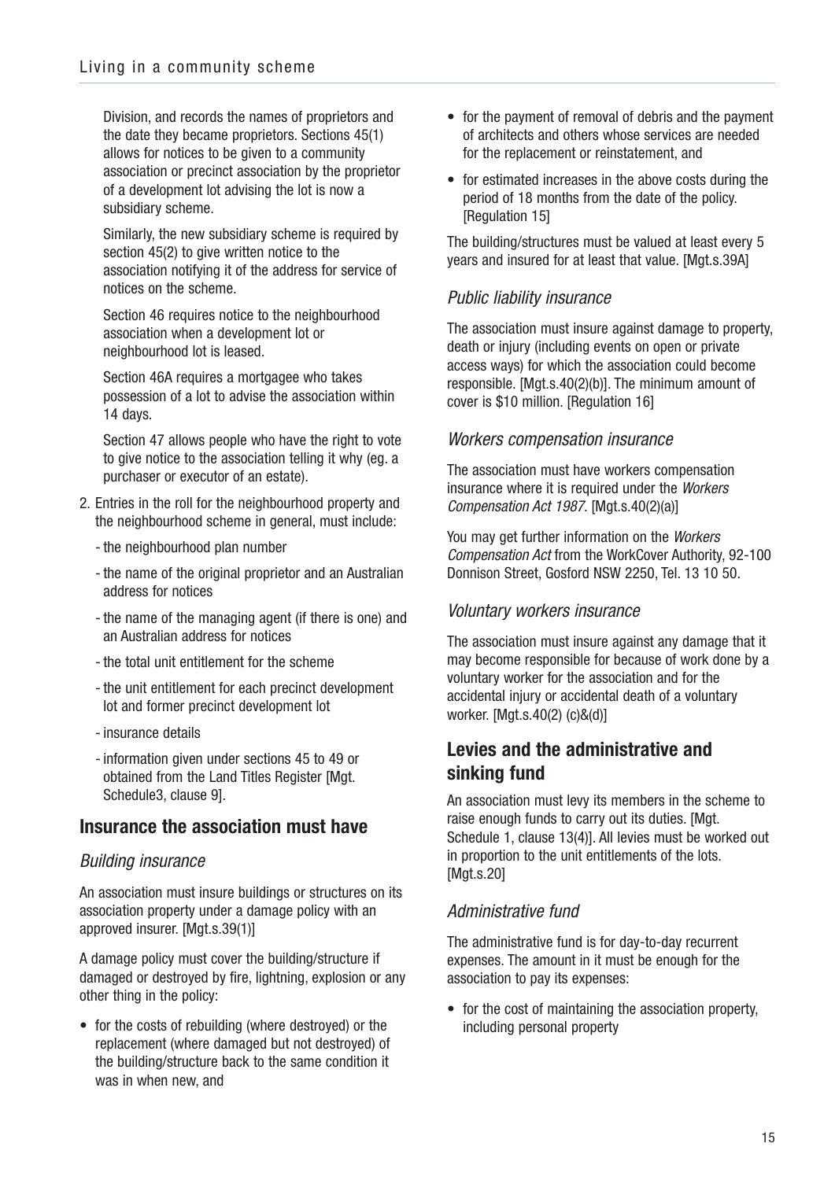Division, and records the names of proprietors and the date they became proprietors. Sections 45(1) allows for notices to be given to a community association or precinct association by the proprietor of a development lot advising the lot is now a subsidiary scheme.

Similarly, the new subsidiary scheme is required by section 45(2) to give written notice to the association notifying it of the address for service of notices on the scheme.

Section 46 requires notice to the neighbourhood association when a development lot or neighbourhood lot is leased.

Section 46A requires a mortgagee who takes possession of a lot to advise the association within 14 days.

Section 47 allows people who have the right to vote to give notice to the association telling it why (eg. a purchaser or executor of an estate).

2. Entries in the roll for the neighbourhood property and the neighbourhood scheme in general, must include:
   - the neighbourhood plan number
   - the name of the original proprietor and an Australian address for notices
   - the name of the managing agent (if there is one) and an Australian address for notices
   - the total unit entitlement for the scheme
   - the unit entitlement for each precinct development lot and former precinct development lot
   - insurance details
   - information given under sections 45 to 49 or obtained from the Land Titles Register [Mgt. Schedule3, clause 9].

## Insurance the association must have

### *Building insurance*

An association must insure buildings or structures on its association property under a damage policy with an approved insurer. [Mgt.s.39(1)]

A damage policy must cover the building/structure if damaged or destroyed by fire, lightning, explosion or any other thing in the policy:

- for the costs of rebuilding (where destroyed) or the replacement (where damaged but not destroyed) of the building/structure back to the same condition it was in when new, and
- for the payment of removal of debris and the payment of architects and others whose services are needed for the replacement or reinstatement, and
- for estimated increases in the above costs during the period of 18 months from the date of the policy. [Regulation 15]

The building/structures must be valued at least every 5 years and insured for at least that value. [Mgt.s.39A]

### *Public liability insurance*

The association must insure against damage to property, death or injury (including events on open or private access ways) for which the association could become responsible. [Mgt.s.40(2)(b)]. The minimum amount of cover is $10 million. [Regulation 16]

### *Workers compensation insurance*

The association must have workers compensation insurance where it is required under the *Workers Compensation Act 1987*. [Mgt.s.40(2)(a)]

You may get further information on the *Workers Compensation Act* from the WorkCover Authority, 92-100 Donnison Street, Gosford NSW 2250, Tel. 13 10 50.

### *Voluntary workers insurance*

The association must insure against any damage that it may become responsible for because of work done by a voluntary worker for the association and for the accidental injury or accidental death of a voluntary worker. [Mgt.s.40(2) (c)&(d)]

## Levies and the administrative and sinking fund

An association must levy its members in the scheme to raise enough funds to carry out its duties. [Mgt. Schedule 1, clause 13(4)]. All levies must be worked out in proportion to the unit entitlements of the lots. [Mgt.s.20]

### *Administrative fund*

The administrative fund is for day-to-day recurrent expenses. The amount in it must be enough for the association to pay its expenses:

- for the cost of maintaining the association property, including personal property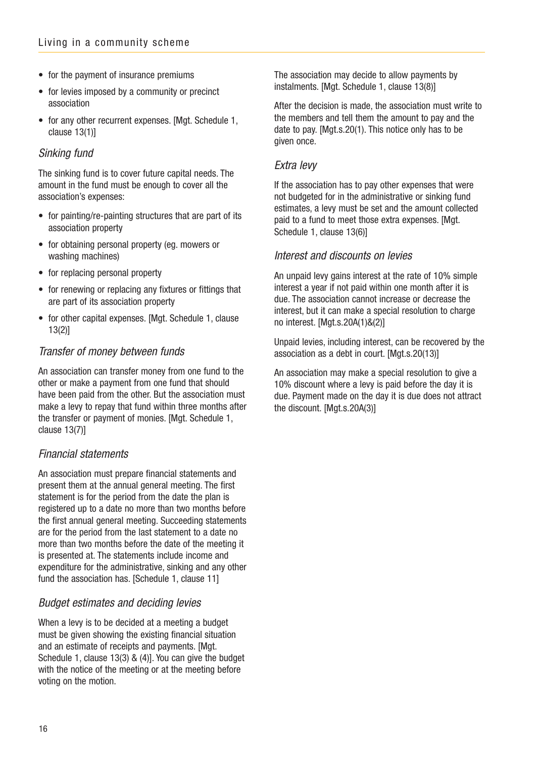- for the payment of insurance premiums
- for levies imposed by a community or precinct association
- for any other recurrent expenses. [Mgt. Schedule 1, clause 13(1)]

### *Sinking fund*

The sinking fund is to cover future capital needs. The amount in the fund must be enough to cover all the association's expenses:

- for painting/re-painting structures that are part of its association property
- for obtaining personal property (eg. mowers or washing machines)
- for replacing personal property
- for renewing or replacing any fixtures or fittings that are part of its association property
- for other capital expenses. [Mgt. Schedule 1, clause 13(2)]

### *Transfer of money between funds*

An association can transfer money from one fund to the other or make a payment from one fund that should have been paid from the other. But the association must make a levy to repay that fund within three months after the transfer or payment of monies. [Mgt. Schedule 1, clause 13(7)]

### *Financial statements*

An association must prepare financial statements and present them at the annual general meeting. The first statement is for the period from the date the plan is registered up to a date no more than two months before the first annual general meeting. Succeeding statements are for the period from the last statement to a date no more than two months before the date of the meeting it is presented at. The statements include income and expenditure for the administrative, sinking and any other fund the association has. [Schedule 1, clause 11]

### *Budget estimates and deciding levies*

When a levy is to be decided at a meeting a budget must be given showing the existing financial situation and an estimate of receipts and payments. [Mgt. Schedule 1, clause 13(3) & (4)]. You can give the budget with the notice of the meeting or at the meeting before voting on the motion.

The association may decide to allow payments by instalments. [Mgt. Schedule 1, clause 13(8)]

After the decision is made, the association must write to the members and tell them the amount to pay and the date to pay. [Mgt.s.20(1). This notice only has to be given once.

### *Extra levy*

If the association has to pay other expenses that were not budgeted for in the administrative or sinking fund estimates, a levy must be set and the amount collected paid to a fund to meet those extra expenses. [Mgt. Schedule 1, clause 13(6)]

### *Interest and discounts on levies*

An unpaid levy gains interest at the rate of 10% simple interest a year if not paid within one month after it is due. The association cannot increase or decrease the interest, but it can make a special resolution to charge no interest. [Mgt.s.20A(1)&(2)]

Unpaid levies, including interest, can be recovered by the association as a debt in court. [Mgt.s.20(13)]

An association may make a special resolution to give a 10% discount where a levy is paid before the day it is due. Payment made on the day it is due does not attract the discount. [Mgt.s.20A(3)]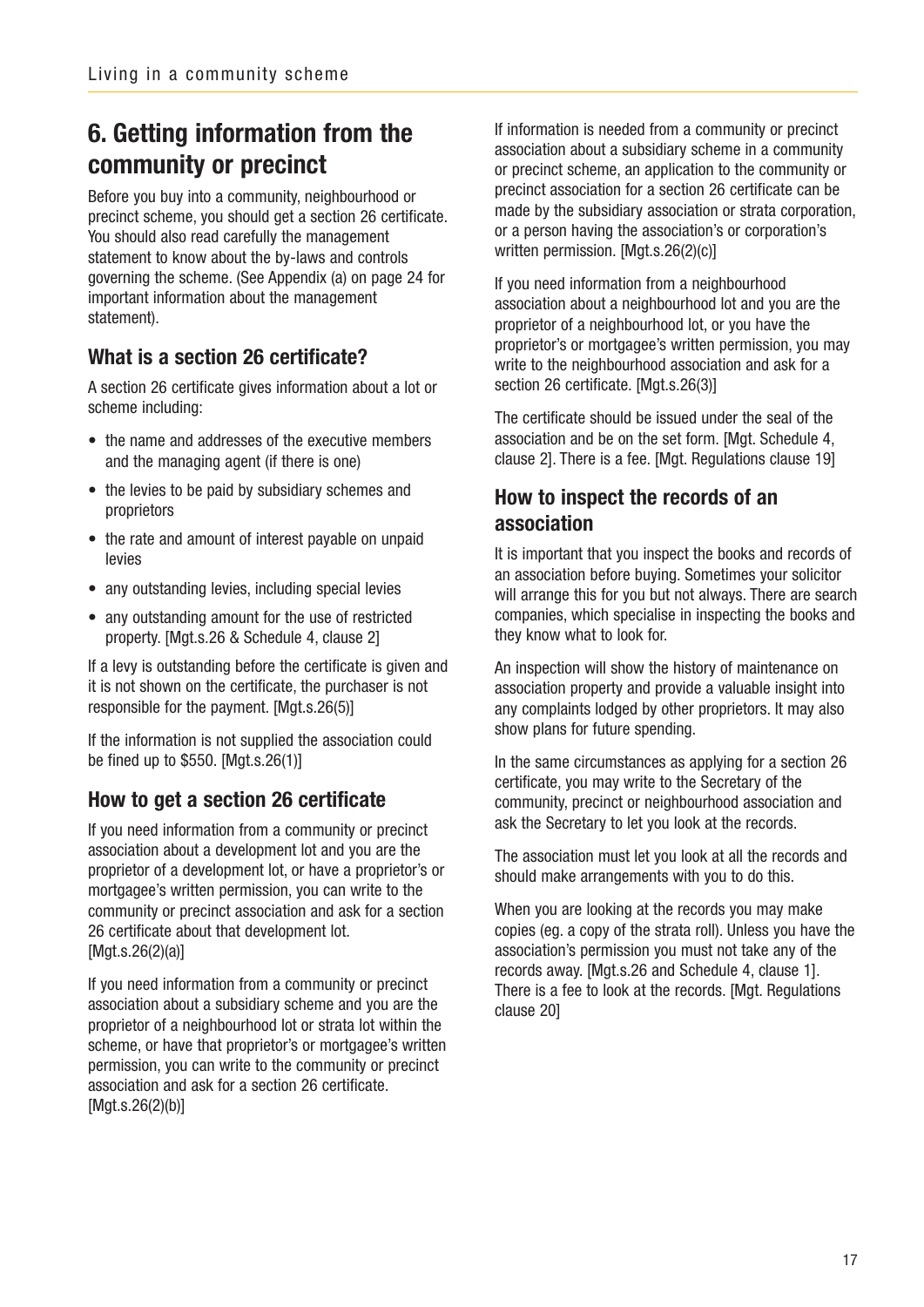## 6. Getting information from the community or precinct

Before you buy into a community, neighbourhood or precinct scheme, you should get a section 26 certificate. You should also read carefully the management statement to know about the by-laws and controls governing the scheme. (See Appendix (a) on page 24 for important information about the management statement).

### What is a section 26 certificate?

A section 26 certificate gives information about a lot or scheme including:

- the name and addresses of the executive members and the managing agent (if there is one)
- the levies to be paid by subsidiary schemes and proprietors
- the rate and amount of interest payable on unpaid levies
- any outstanding levies, including special levies
- any outstanding amount for the use of restricted property. [Mgt.s.26 & Schedule 4, clause 2]

If a levy is outstanding before the certificate is given and it is not shown on the certificate, the purchaser is not responsible for the payment. [Mgt.s.26(5)]

If the information is not supplied the association could be fined up to $550. [Mgt.s.26(1)]

### How to get a section 26 certificate

If you need information from a community or precinct association about a development lot and you are the proprietor of a development lot, or have a proprietor's or mortgagee's written permission, you can write to the community or precinct association and ask for a section 26 certificate about that development lot. [Mgt.s.26(2)(a)]

If you need information from a community or precinct association about a subsidiary scheme and you are the proprietor of a neighbourhood lot or strata lot within the scheme, or have that proprietor's or mortgagee's written permission, you can write to the community or precinct association and ask for a section 26 certificate. [Mgt.s.26(2)(b)]

If information is needed from a community or precinct association about a subsidiary scheme in a community or precinct scheme, an application to the community or precinct association for a section 26 certificate can be made by the subsidiary association or strata corporation, or a person having the association's or corporation's written permission. [Mgt.s.26(2)(c)]

If you need information from a neighbourhood association about a neighbourhood lot and you are the proprietor of a neighbourhood lot, or you have the proprietor's or mortgagee's written permission, you may write to the neighbourhood association and ask for a section 26 certificate. [Mgt.s.26(3)]

The certificate should be issued under the seal of the association and be on the set form. [Mgt. Schedule 4, clause 2]. There is a fee. [Mgt. Regulations clause 19]

### How to inspect the records of an association

It is important that you inspect the books and records of an association before buying. Sometimes your solicitor will arrange this for you but not always. There are search companies, which specialise in inspecting the books and they know what to look for.

An inspection will show the history of maintenance on association property and provide a valuable insight into any complaints lodged by other proprietors. It may also show plans for future spending.

In the same circumstances as applying for a section 26 certificate, you may write to the Secretary of the community, precinct or neighbourhood association and ask the Secretary to let you look at the records.

The association must let you look at all the records and should make arrangements with you to do this.

When you are looking at the records you may make copies (eg. a copy of the strata roll). Unless you have the association's permission you must not take any of the records away. [Mgt.s.26 and Schedule 4, clause 1]. There is a fee to look at the records. [Mgt. Regulations clause 20]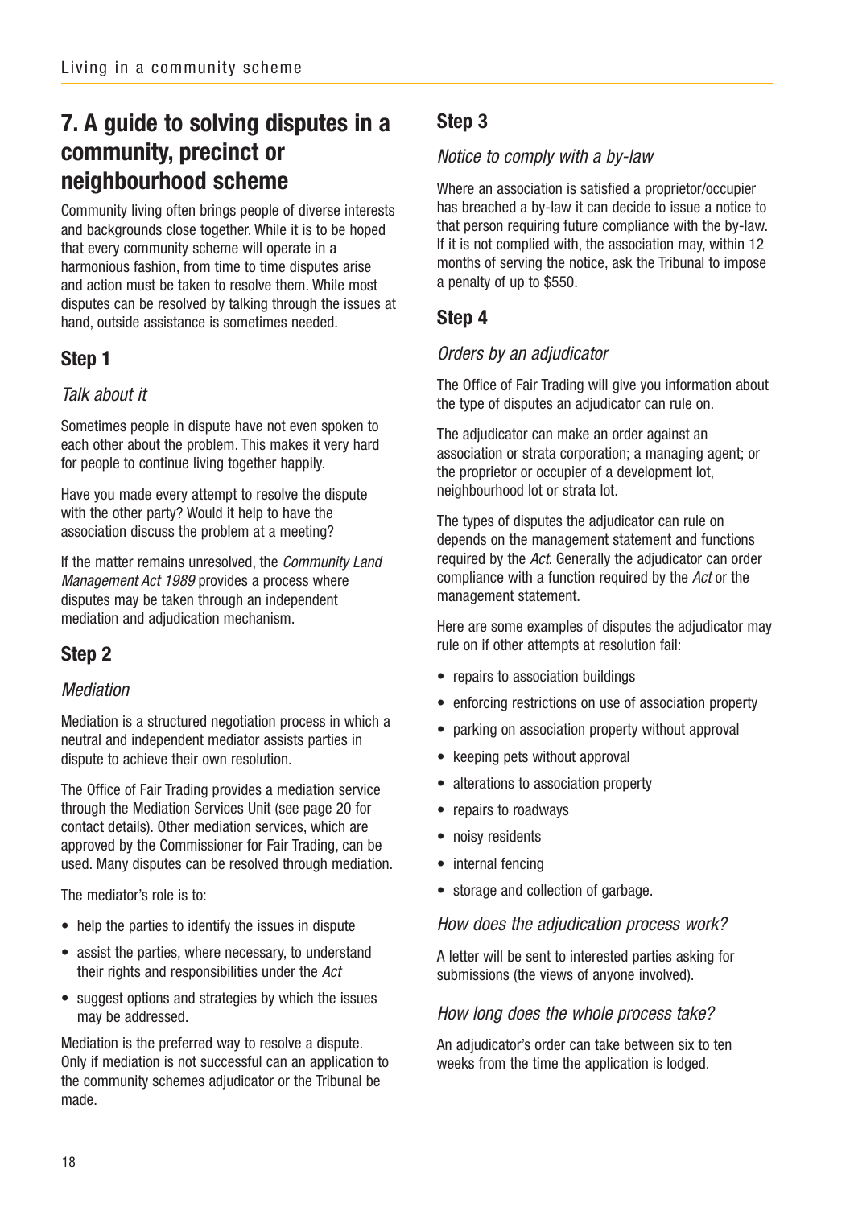## 7. A guide to solving disputes in a community, precinct or neighbourhood scheme

Community living often brings people of diverse interests and backgrounds close together. While it is to be hoped that every community scheme will operate in a harmonious fashion, from time to time disputes arise and action must be taken to resolve them. While most disputes can be resolved by talking through the issues at hand, outside assistance is sometimes needed.

### Step 1

*Talk about it*

Sometimes people in dispute have not even spoken to each other about the problem. This makes it very hard for people to continue living together happily.

Have you made every attempt to resolve the dispute with the other party? Would it help to have the association discuss the problem at a meeting?

If the matter remains unresolved, the *Community Land Management Act 1989* provides a process where disputes may be taken through an independent mediation and adjudication mechanism.

### Step 2

*Mediation*

Mediation is a structured negotiation process in which a neutral and independent mediator assists parties in dispute to achieve their own resolution.

The Office of Fair Trading provides a mediation service through the Mediation Services Unit (see page 20 for contact details). Other mediation services, which are approved by the Commissioner for Fair Trading, can be used. Many disputes can be resolved through mediation.

The mediator's role is to:

- help the parties to identify the issues in dispute
- assist the parties, where necessary, to understand their rights and responsibilities under the *Act*
- suggest options and strategies by which the issues may be addressed.

Mediation is the preferred way to resolve a dispute. Only if mediation is not successful can an application to the community schemes adjudicator or the Tribunal be made.

### Step 3

*Notice to comply with a by-law*

Where an association is satisfied a proprietor/occupier has breached a by-law it can decide to issue a notice to that person requiring future compliance with the by-law. If it is not complied with, the association may, within 12 months of serving the notice, ask the Tribunal to impose a penalty of up to $550.

### Step 4

*Orders by an adjudicator*

The Office of Fair Trading will give you information about the type of disputes an adjudicator can rule on.

The adjudicator can make an order against an association or strata corporation; a managing agent; or the proprietor or occupier of a development lot, neighbourhood lot or strata lot.

The types of disputes the adjudicator can rule on depends on the management statement and functions required by the *Act*. Generally the adjudicator can order compliance with a function required by the *Act* or the management statement.

Here are some examples of disputes the adjudicator may rule on if other attempts at resolution fail:

- repairs to association buildings
- enforcing restrictions on use of association property
- parking on association property without approval
- keeping pets without approval
- alterations to association property
- repairs to roadways
- noisy residents
- internal fencing
- storage and collection of garbage.

*How does the adjudication process work?*

A letter will be sent to interested parties asking for submissions (the views of anyone involved).

*How long does the whole process take?*

An adjudicator's order can take between six to ten weeks from the time the application is lodged.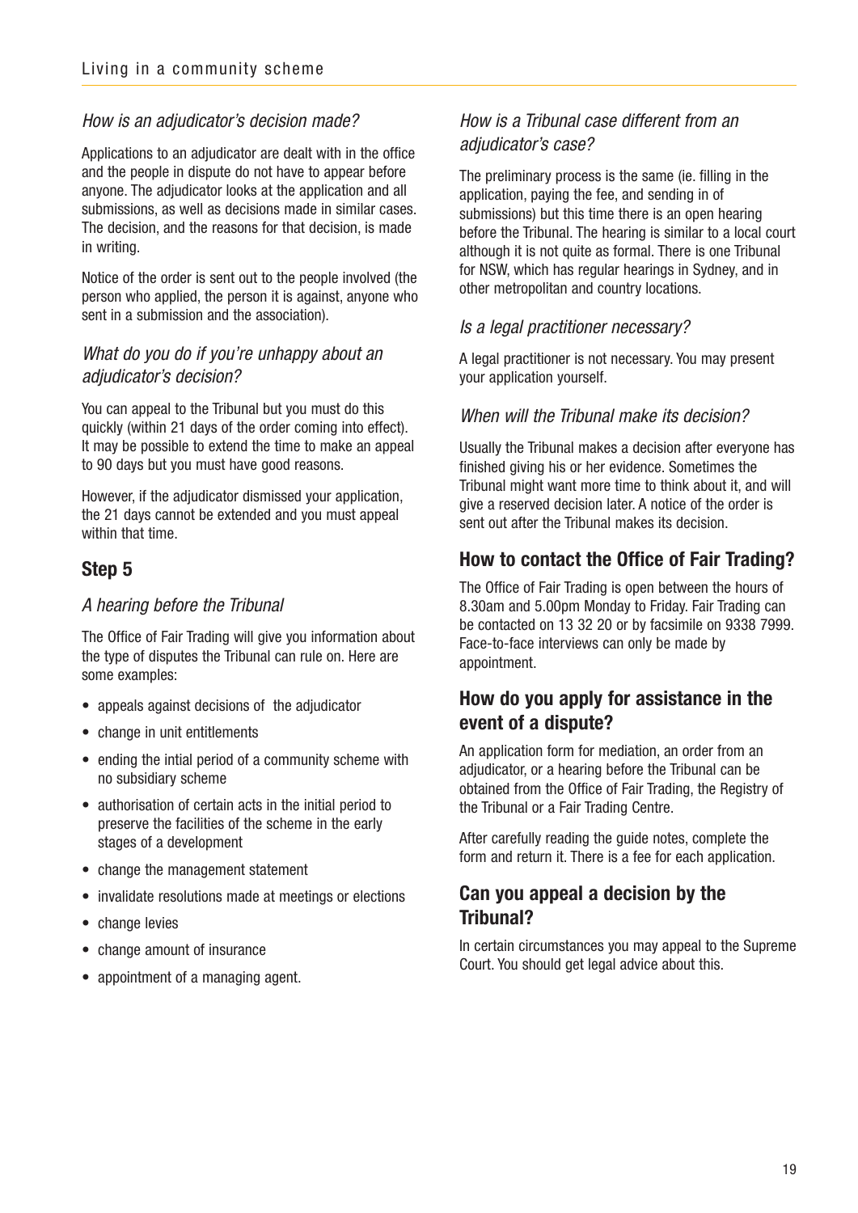### *How is an adjudicator's decision made?*

Applications to an adjudicator are dealt with in the office and the people in dispute do not have to appear before anyone. The adjudicator looks at the application and all submissions, as well as decisions made in similar cases. The decision, and the reasons for that decision, is made in writing.

Notice of the order is sent out to the people involved (the person who applied, the person it is against, anyone who sent in a submission and the association).

### *What do you do if you're unhappy about an adjudicator's decision?*

You can appeal to the Tribunal but you must do this quickly (within 21 days of the order coming into effect). It may be possible to extend the time to make an appeal to 90 days but you must have good reasons.

However, if the adjudicator dismissed your application, the 21 days cannot be extended and you must appeal within that time.

## Step 5

### *A hearing before the Tribunal*

The Office of Fair Trading will give you information about the type of disputes the Tribunal can rule on. Here are some examples:

- appeals against decisions of the adjudicator
- change in unit entitlements
- ending the intial period of a community scheme with no subsidiary scheme
- authorisation of certain acts in the initial period to preserve the facilities of the scheme in the early stages of a development
- change the management statement
- invalidate resolutions made at meetings or elections
- change levies
- change amount of insurance
- appointment of a managing agent.

### *How is a Tribunal case different from an adjudicator's case?*

The preliminary process is the same (ie. filling in the application, paying the fee, and sending in of submissions) but this time there is an open hearing before the Tribunal. The hearing is similar to a local court although it is not quite as formal. There is one Tribunal for NSW, which has regular hearings in Sydney, and in other metropolitan and country locations.

### *Is a legal practitioner necessary?*

A legal practitioner is not necessary. You may present your application yourself.

### *When will the Tribunal make its decision?*

Usually the Tribunal makes a decision after everyone has finished giving his or her evidence. Sometimes the Tribunal might want more time to think about it, and will give a reserved decision later. A notice of the order is sent out after the Tribunal makes its decision.

## How to contact the Office of Fair Trading?

The Office of Fair Trading is open between the hours of 8.30am and 5.00pm Monday to Friday. Fair Trading can be contacted on 13 32 20 or by facsimile on 9338 7999. Face-to-face interviews can only be made by appointment.

## How do you apply for assistance in the event of a dispute?

An application form for mediation, an order from an adjudicator, or a hearing before the Tribunal can be obtained from the Office of Fair Trading, the Registry of the Tribunal or a Fair Trading Centre.

After carefully reading the guide notes, complete the form and return it. There is a fee for each application.

## Can you appeal a decision by the Tribunal?

In certain circumstances you may appeal to the Supreme Court. You should get legal advice about this.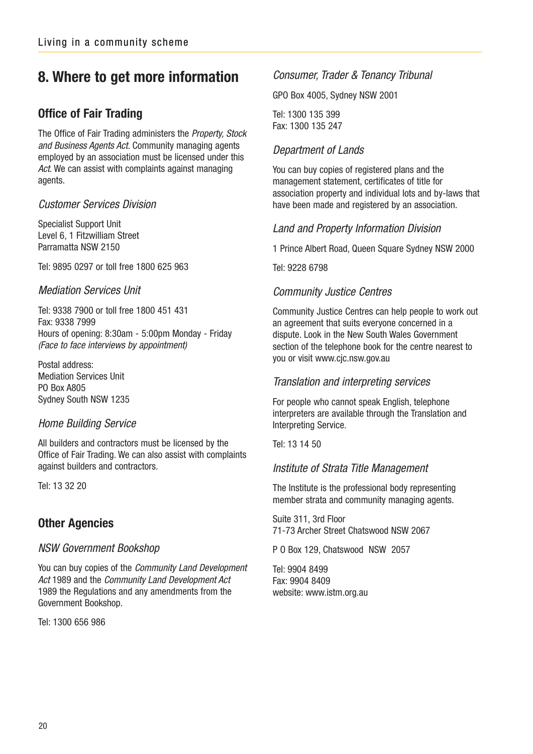## 8. Where to get more information

### Office of Fair Trading

The Office of Fair Trading administers the *Property, Stock and Business Agents Act*. Community managing agents employed by an association must be licensed under this *Act*. We can assist with complaints against managing agents.

#### *Customer Services Division*

Specialist Support Unit
Level 6, 1 Fitzwilliam Street
Parramatta NSW 2150

Tel: 9895 0297 or toll free 1800 625 963

#### *Mediation Services Unit*

Tel: 9338 7900 or toll free 1800 451 431
Fax: 9338 7999
Hours of opening: 8:30am - 5:00pm Monday - Friday
*(Face to face interviews by appointment)*

Postal address:
Mediation Services Unit
PO Box A805
Sydney South NSW 1235

#### *Home Building Service*

All builders and contractors must be licensed by the Office of Fair Trading. We can also assist with complaints against builders and contractors.

Tel: 13 32 20

### Other Agencies

#### *NSW Government Bookshop*

You can buy copies of the *Community Land Development Act* 1989 and the *Community Land Development Act* 1989 the Regulations and any amendments from the Government Bookshop.

Tel: 1300 656 986

#### *Consumer, Trader & Tenancy Tribunal*

GPO Box 4005, Sydney NSW 2001

Tel: 1300 135 399
Fax: 1300 135 247

#### *Department of Lands*

You can buy copies of registered plans and the management statement, certificates of title for association property and individual lots and by-laws that have been made and registered by an association.

#### *Land and Property Information Division*

1 Prince Albert Road, Queen Square Sydney NSW 2000

Tel: 9228 6798

#### *Community Justice Centres*

Community Justice Centres can help people to work out an agreement that suits everyone concerned in a dispute. Look in the New South Wales Government section of the telephone book for the centre nearest to you or visit www.cjc.nsw.gov.au

#### *Translation and interpreting services*

For people who cannot speak English, telephone interpreters are available through the Translation and Interpreting Service.

Tel: 13 14 50

#### *Institute of Strata Title Management*

The Institute is the professional body representing member strata and community managing agents.

Suite 311, 3rd Floor
71-73 Archer Street Chatswood NSW 2067

P O Box 129, Chatswood NSW 2057

Tel: 9904 8499
Fax: 9904 8409
website: www.istm.org.au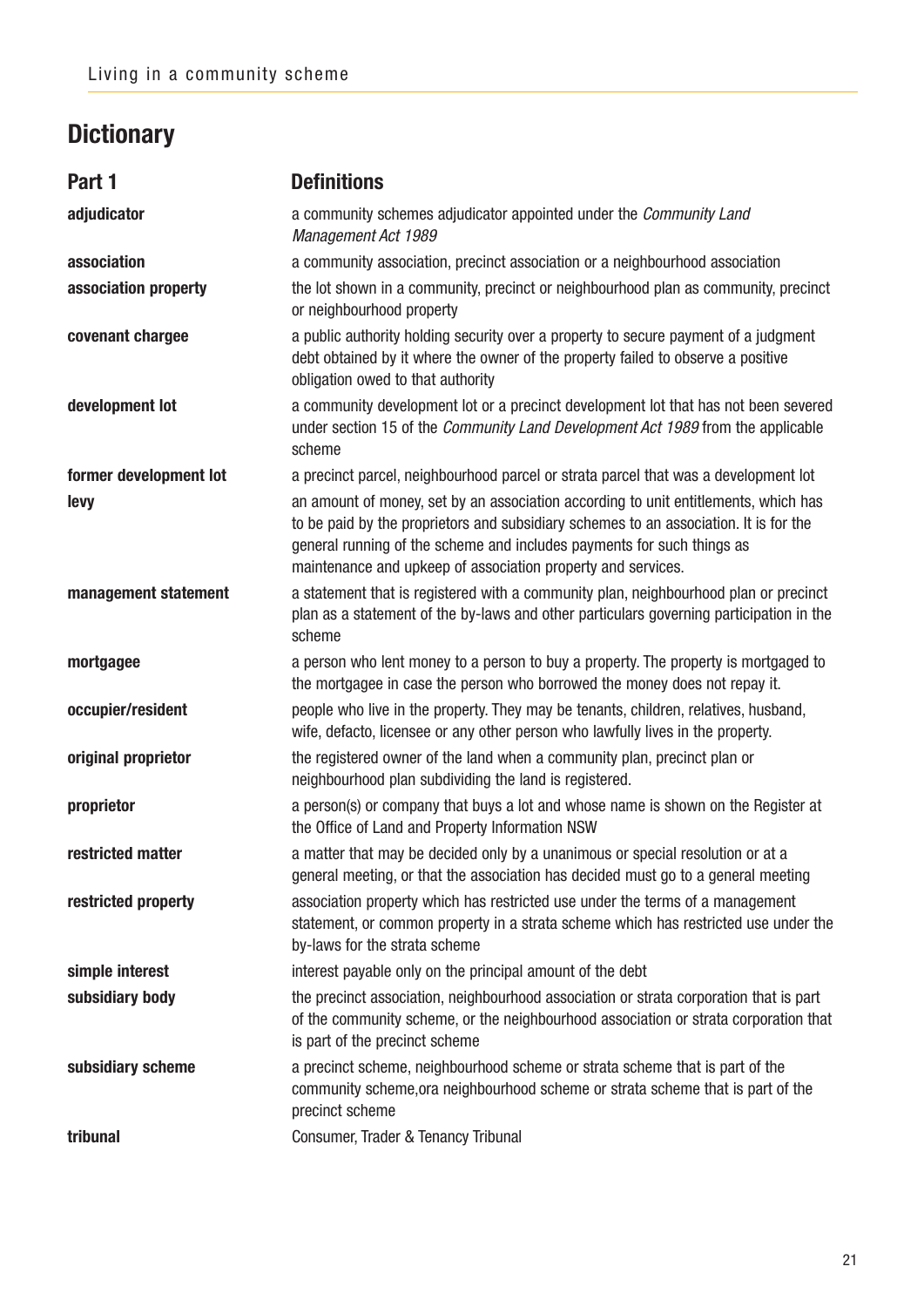# Dictionary

| Part 1 | Definitions |
|---|---|
| **adjudicator** | a community schemes adjudicator appointed under the *Community Land Management Act 1989* |
| **association** | a community association, precinct association or a neighbourhood association |
| **association property** | the lot shown in a community, precinct or neighbourhood plan as community, precinct or neighbourhood property |
| **covenant chargee** | a public authority holding security over a property to secure payment of a judgment debt obtained by it where the owner of the property failed to observe a positive obligation owed to that authority |
| **development lot** | a community development lot or a precinct development lot that has not been severed under section 15 of the *Community Land Development Act 1989* from the applicable scheme |
| **former development lot** | a precinct parcel, neighbourhood parcel or strata parcel that was a development lot |
| **levy** | an amount of money, set by an association according to unit entitlements, which has to be paid by the proprietors and subsidiary schemes to an association. It is for the general running of the scheme and includes payments for such things as maintenance and upkeep of association property and services. |
| **management statement** | a statement that is registered with a community plan, neighbourhood plan or precinct plan as a statement of the by-laws and other particulars governing participation in the scheme |
| **mortgagee** | a person who lent money to a person to buy a property. The property is mortgaged to the mortgagee in case the person who borrowed the money does not repay it. |
| **occupier/resident** | people who live in the property. They may be tenants, children, relatives, husband, wife, defacto, licensee or any other person who lawfully lives in the property. |
| **original proprietor** | the registered owner of the land when a community plan, precinct plan or neighbourhood plan subdividing the land is registered. |
| **proprietor** | a person(s) or company that buys a lot and whose name is shown on the Register at the Office of Land and Property Information NSW |
| **restricted matter** | a matter that may be decided only by a unanimous or special resolution or at a general meeting, or that the association has decided must go to a general meeting |
| **restricted property** | association property which has restricted use under the terms of a management statement, or common property in a strata scheme which has restricted use under the by-laws for the strata scheme |
| **simple interest** | interest payable only on the principal amount of the debt |
| **subsidiary body** | the precinct association, neighbourhood association or strata corporation that is part of the community scheme, or the neighbourhood association or strata corporation that is part of the precinct scheme |
| **subsidiary scheme** | a precinct scheme, neighbourhood scheme or strata scheme that is part of the community scheme,ora neighbourhood scheme or strata scheme that is part of the precinct scheme |
| **tribunal** | Consumer, Trader & Tenancy Tribunal |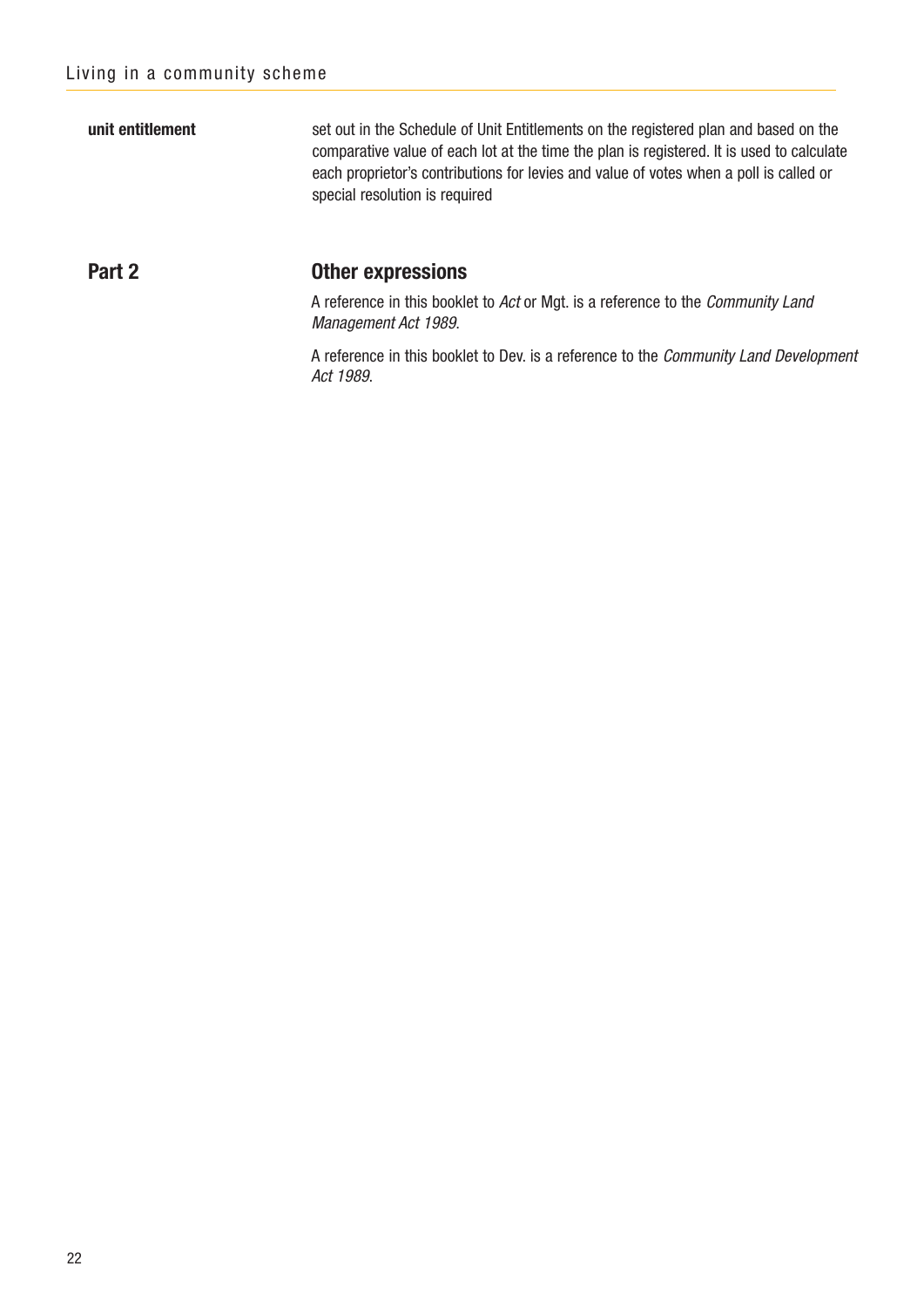| | |
|---|---|
| **unit entitlement** | set out in the Schedule of Unit Entitlements on the registered plan and based on the comparative value of each lot at the time the plan is registered. It is used to calculate each proprietor's contributions for levies and value of votes when a poll is called or special resolution is required |

## Part 2 Other expressions

A reference in this booklet to *Act* or Mgt. is a reference to the *Community Land Management Act 1989*.

A reference in this booklet to Dev. is a reference to the *Community Land Development Act 1989*.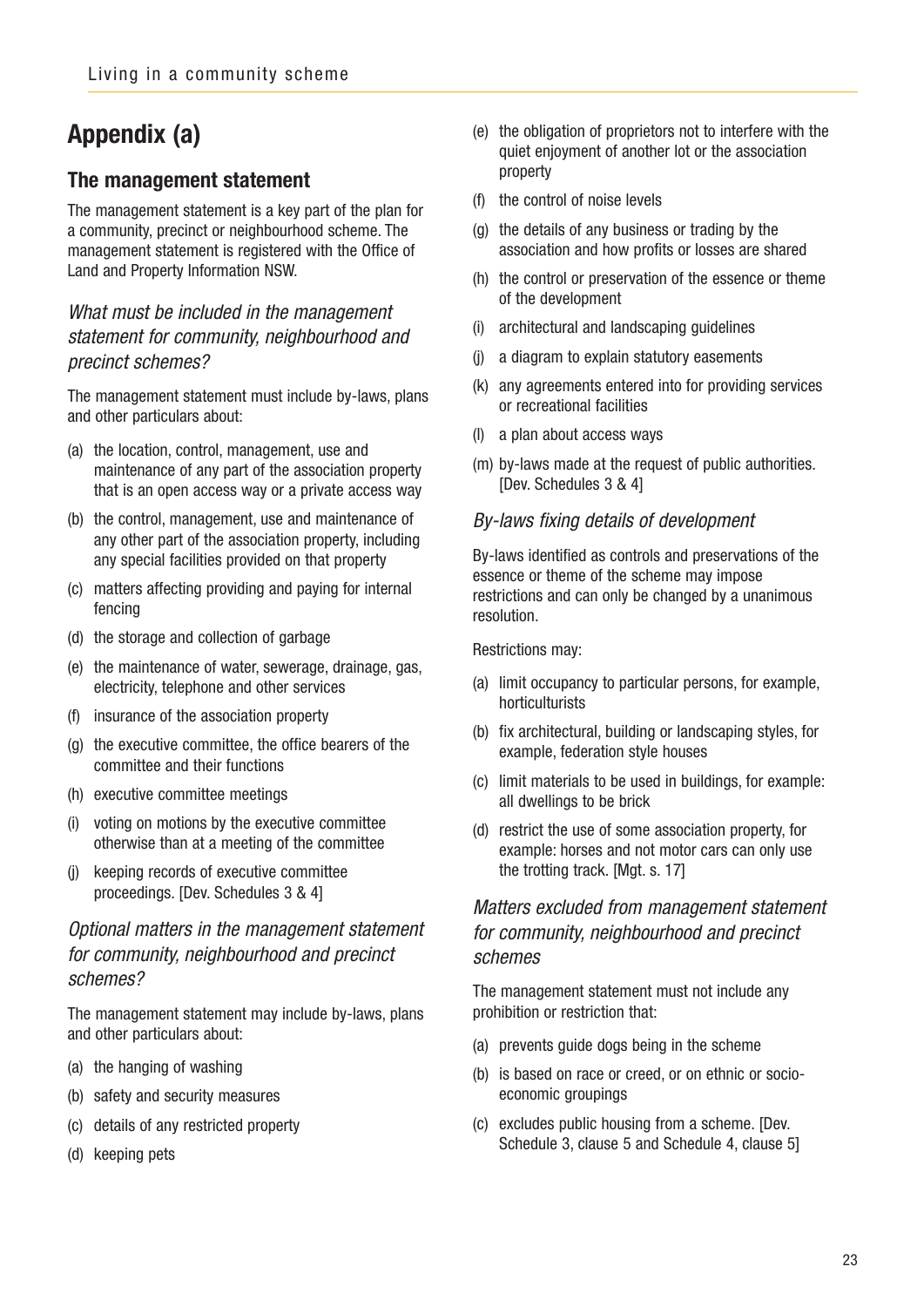# Appendix (a)

## The management statement

The management statement is a key part of the plan for a community, precinct or neighbourhood scheme. The management statement is registered with the Office of Land and Property Information NSW.

### *What must be included in the management statement for community, neighbourhood and precinct schemes?*

The management statement must include by-laws, plans and other particulars about:

(a) the location, control, management, use and maintenance of any part of the association property that is an open access way or a private access way

(b) the control, management, use and maintenance of any other part of the association property, including any special facilities provided on that property

(c) matters affecting providing and paying for internal fencing

(d) the storage and collection of garbage

(e) the maintenance of water, sewerage, drainage, gas, electricity, telephone and other services

(f) insurance of the association property

(g) the executive committee, the office bearers of the committee and their functions

(h) executive committee meetings

(i) voting on motions by the executive committee otherwise than at a meeting of the committee

(j) keeping records of executive committee proceedings. [Dev. Schedules 3 & 4]

### *Optional matters in the management statement for community, neighbourhood and precinct schemes?*

The management statement may include by-laws, plans and other particulars about:

(a) the hanging of washing

(b) safety and security measures

(c) details of any restricted property

(d) keeping pets

(e) the obligation of proprietors not to interfere with the quiet enjoyment of another lot or the association property

(f) the control of noise levels

(g) the details of any business or trading by the association and how profits or losses are shared

(h) the control or preservation of the essence or theme of the development

(i) architectural and landscaping guidelines

(j) a diagram to explain statutory easements

(k) any agreements entered into for providing services or recreational facilities

(l) a plan about access ways

(m) by-laws made at the request of public authorities. [Dev. Schedules 3 & 4]

### *By-laws fixing details of development*

By-laws identified as controls and preservations of the essence or theme of the scheme may impose restrictions and can only be changed by a unanimous resolution.

Restrictions may:

(a) limit occupancy to particular persons, for example, horticulturists

(b) fix architectural, building or landscaping styles, for example, federation style houses

(c) limit materials to be used in buildings, for example: all dwellings to be brick

(d) restrict the use of some association property, for example: horses and not motor cars can only use the trotting track. [Mgt. s. 17]

### *Matters excluded from management statement for community, neighbourhood and precinct schemes*

The management statement must not include any prohibition or restriction that:

(a) prevents guide dogs being in the scheme

(b) is based on race or creed, or on ethnic or socio-economic groupings

(c) excludes public housing from a scheme. [Dev. Schedule 3, clause 5 and Schedule 4, clause 5]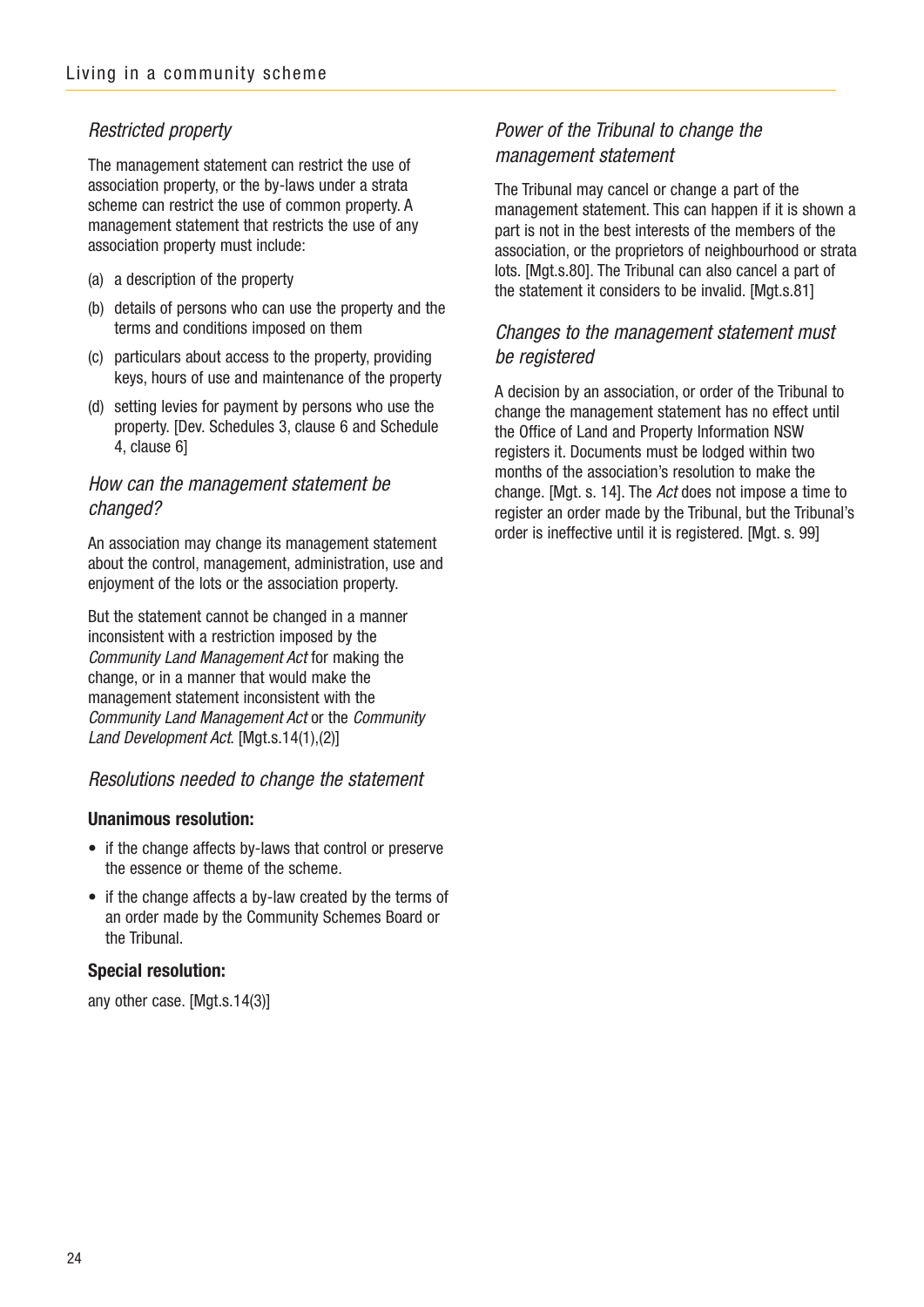### *Restricted property*

The management statement can restrict the use of association property, or the by-laws under a strata scheme can restrict the use of common property. A management statement that restricts the use of any association property must include:

(a) a description of the property

(b) details of persons who can use the property and the terms and conditions imposed on them

(c) particulars about access to the property, providing keys, hours of use and maintenance of the property

(d) setting levies for payment by persons who use the property. [Dev. Schedules 3, clause 6 and Schedule 4, clause 6]

### *How can the management statement be changed?*

An association may change its management statement about the control, management, administration, use and enjoyment of the lots or the association property.

But the statement cannot be changed in a manner inconsistent with a restriction imposed by the *Community Land Management Act* for making the change, or in a manner that would make the management statement inconsistent with the *Community Land Management Act* or the *Community Land Development Act*. [Mgt.s.14(1),(2)]

### *Resolutions needed to change the statement*

**Unanimous resolution:**

- if the change affects by-laws that control or preserve the essence or theme of the scheme.
- if the change affects a by-law created by the terms of an order made by the Community Schemes Board or the Tribunal.

**Special resolution:**

any other case. [Mgt.s.14(3)]

### *Power of the Tribunal to change the management statement*

The Tribunal may cancel or change a part of the management statement. This can happen if it is shown a part is not in the best interests of the members of the association, or the proprietors of neighbourhood or strata lots. [Mgt.s.80]. The Tribunal can also cancel a part of the statement it considers to be invalid. [Mgt.s.81]

### *Changes to the management statement must be registered*

A decision by an association, or order of the Tribunal to change the management statement has no effect until the Office of Land and Property Information NSW registers it. Documents must be lodged within two months of the association's resolution to make the change. [Mgt. s. 14]. The *Act* does not impose a time to register an order made by the Tribunal, but the Tribunal's order is ineffective until it is registered. [Mgt. s. 99]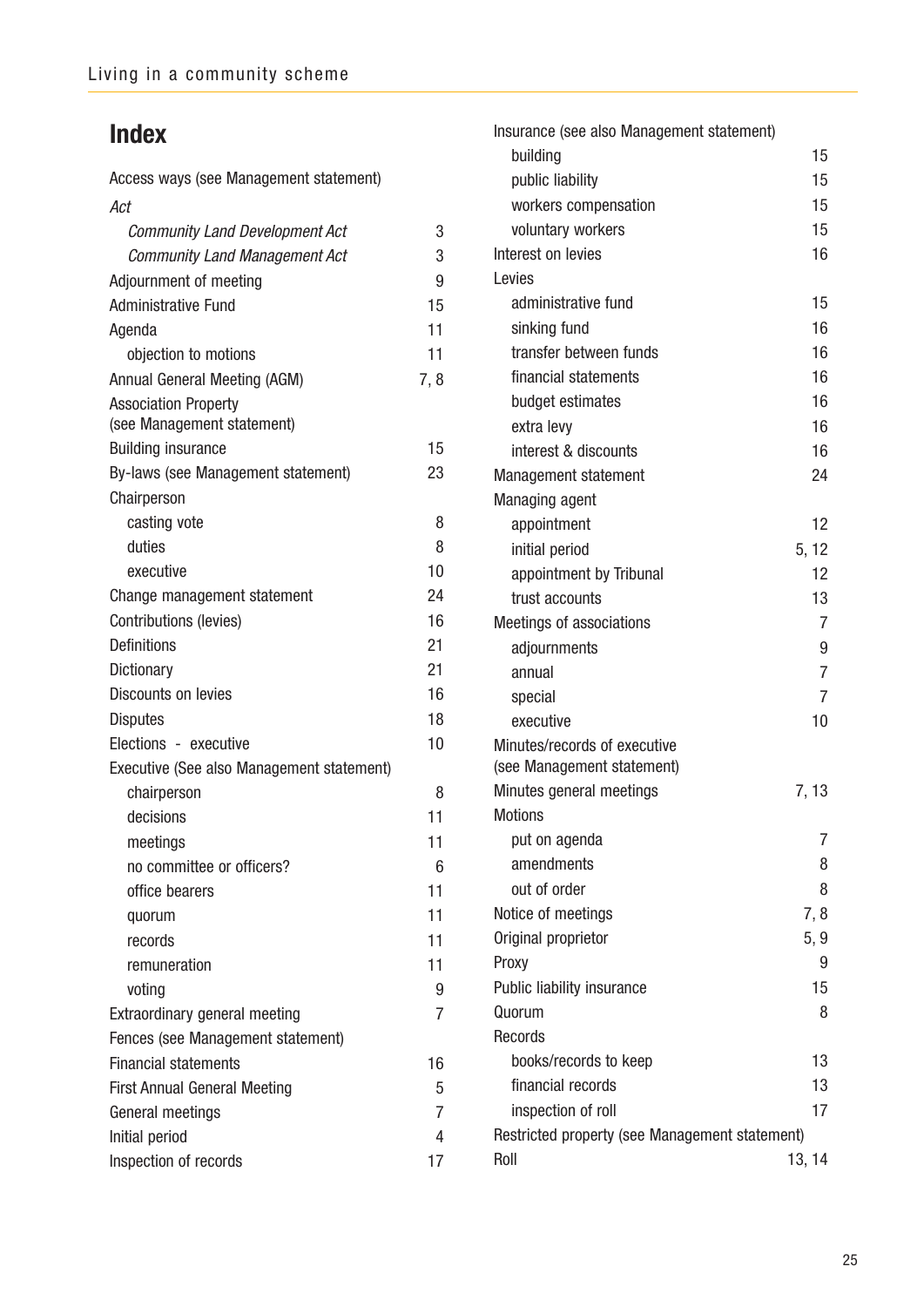# Index

- Access ways (see Management statement)
- *Act*
  - *Community Land Development Act* 3
  - *Community Land Management Act* 3
- Adjournment of meeting 9
- Administrative Fund 15
- Agenda 11
  - objection to motions 11
- Annual General Meeting (AGM) 7, 8
- Association Property (see Management statement)
- Building insurance 15
- By-laws (see Management statement) 23
- Chairperson
  - casting vote 8
  - duties 8
  - executive 10
- Change management statement 24
- Contributions (levies) 16
- Definitions 21
- Dictionary 21
- Discounts on levies 16
- Disputes 18
- Elections - executive 10
- Executive (See also Management statement)
  - chairperson 8
  - decisions 11
  - meetings 11
  - no committee or officers? 6
  - office bearers 11
  - quorum 11
  - records 11
  - remuneration 11
  - voting 9
- Extraordinary general meeting 7
- Fences (see Management statement)
- Financial statements 16
- First Annual General Meeting 5
- General meetings 7
- Initial period 4
- Inspection of records 17
- Insurance (see also Management statement)
  - building 15
  - public liability 15
  - workers compensation 15
  - voluntary workers 15
- Interest on levies 16
- Levies
  - administrative fund 15
  - sinking fund 16
  - transfer between funds 16
  - financial statements 16
  - budget estimates 16
  - extra levy 16
  - interest & discounts 16
- Management statement 24
- Managing agent
  - appointment 12
  - initial period 5, 12
  - appointment by Tribunal 12
  - trust accounts 13
- Meetings of associations 7
  - adjournments 9
  - annual 7
  - special 7
  - executive 10
- Minutes/records of executive (see Management statement)
- Minutes general meetings 7, 13
- Motions
  - put on agenda 7
  - amendments 8
  - out of order 8
- Notice of meetings 7, 8
- Original proprietor 5, 9
- Proxy 9
- Public liability insurance 15
- Quorum 8
- Records
  - books/records to keep 13
  - financial records 13
  - inspection of roll 17
- Restricted property (see Management statement)
- Roll 13, 14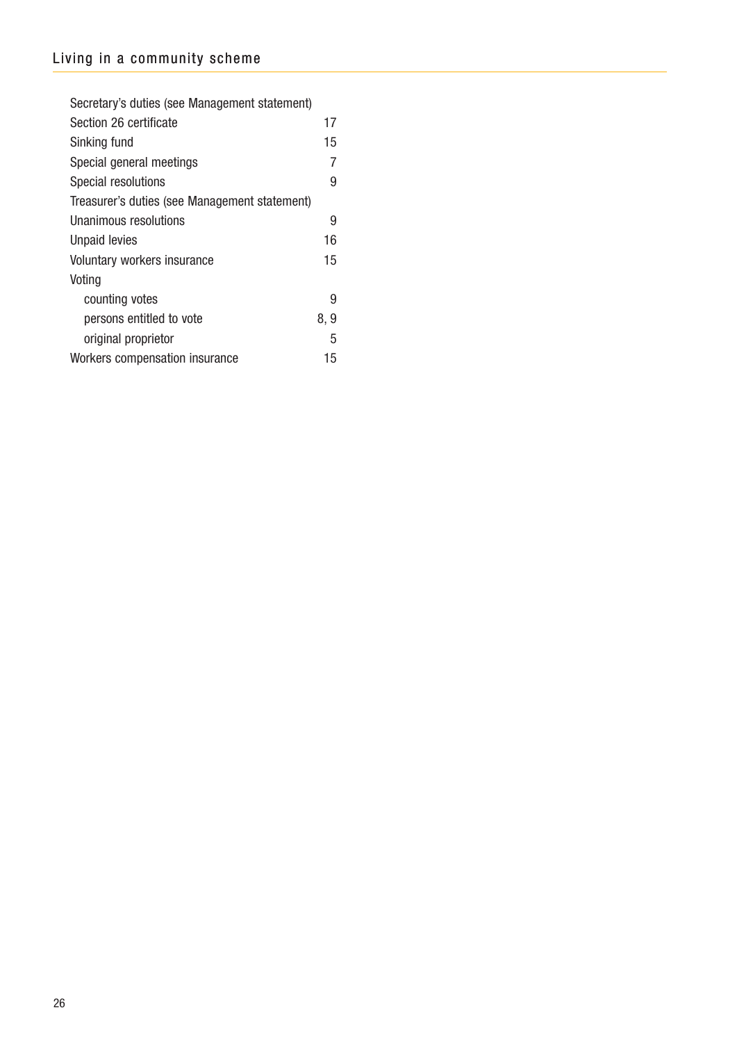| | |
|---|---|
| Secretary's duties (see Management statement) | |
| Section 26 certificate | 17 |
| Sinking fund | 15 |
| Special general meetings | 7 |
| Special resolutions | 9 |
| Treasurer's duties (see Management statement) | |
| Unanimous resolutions | 9 |
| Unpaid levies | 16 |
| Voluntary workers insurance | 15 |
| Voting | |
| counting votes | 9 |
| persons entitled to vote | 8, 9 |
| original proprietor | 5 |
| Workers compensation insurance | 15 |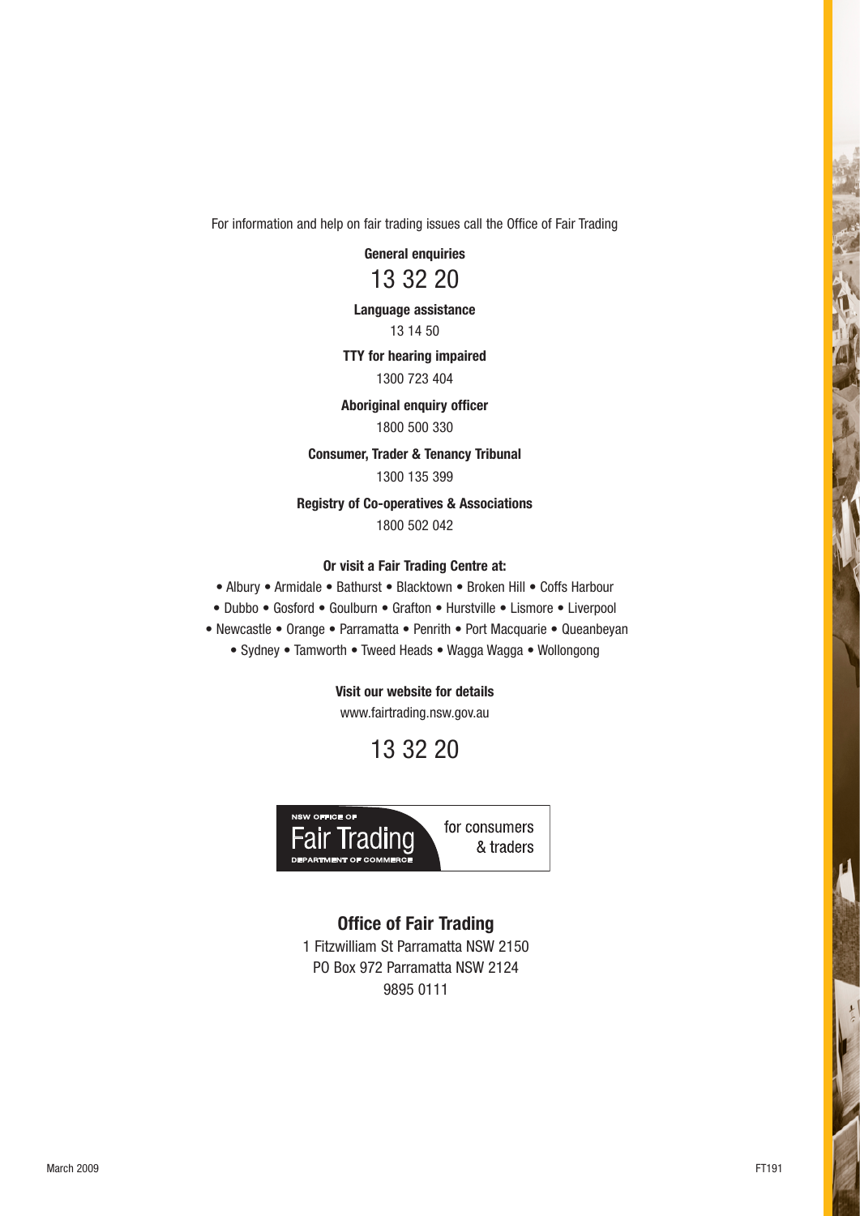For information and help on fair trading issues call the Office of Fair Trading

**General enquiries**

13 32 20

**Language assistance**

13 14 50

**TTY for hearing impaired**

1300 723 404

**Aboriginal enquiry officer**

1800 500 330

**Consumer, Trader & Tenancy Tribunal**

1300 135 399

**Registry of Co-operatives & Associations**

1800 502 042

**Or visit a Fair Trading Centre at:**

• Albury • Armidale • Bathurst • Blacktown • Broken Hill • Coffs Harbour
• Dubbo • Gosford • Goulburn • Grafton • Hurstville • Lismore • Liverpool
• Newcastle • Orange • Parramatta • Penrith • Port Macquarie • Queanbeyan
• Sydney • Tamworth • Tweed Heads • Wagga Wagga • Wollongong

**Visit our website for details**

www.fairtrading.nsw.gov.au

13 32 20

NSW OFFICE OF
Fair Trading
DEPARTMENT OF COMMERCE
for consumers & traders

## Office of Fair Trading

1 Fitzwilliam St Parramatta NSW 2150
PO Box 972 Parramatta NSW 2124
9895 0111

March 2009

FT191